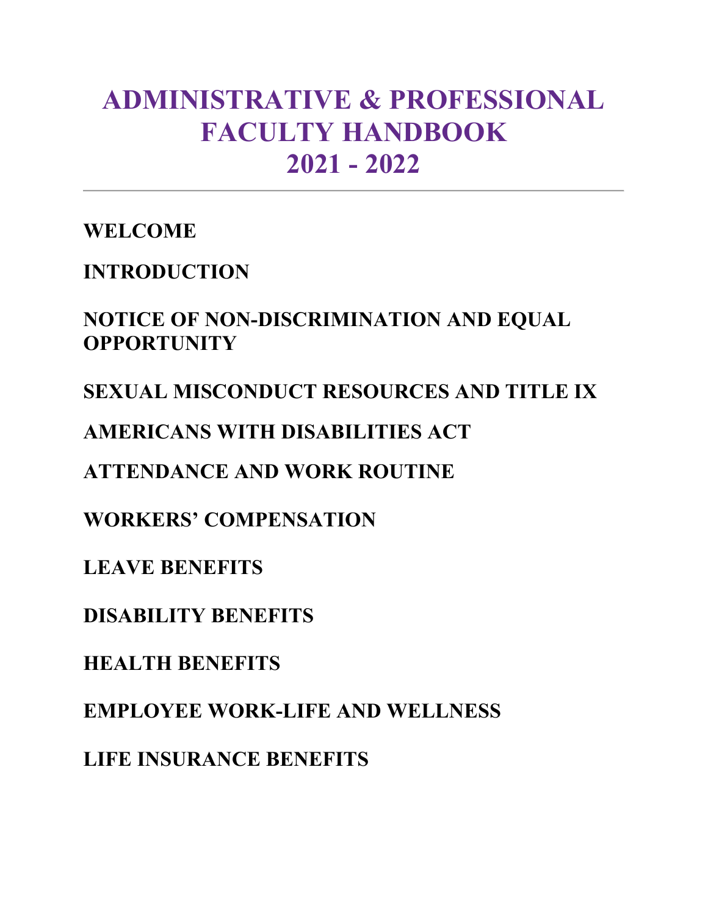# ADMINISTRATIVE & PROFESSIONAL FACULTY HANDBOOK 2021 - 2022

---

**WELCOME**

**INTRODUCTION**

**NOTICE OF NON-DISCRIMINATION AND EQUAL OPPORTUNITY**

**SEXUAL MISCONDUCT RESOURCES AND TITLE IX**

**AMERICANS WITH DISABILITIES ACT**

**ATTENDANCE AND WORK ROUTINE**

**WORKERS' COMPENSATION**

**LEAVE BENEFITS**

**DISABILITY BENEFITS**

**HEALTH BENEFITS**

**EMPLOYEE WORK-LIFE AND WELLNESS**

**LIFE INSURANCE BENEFITS**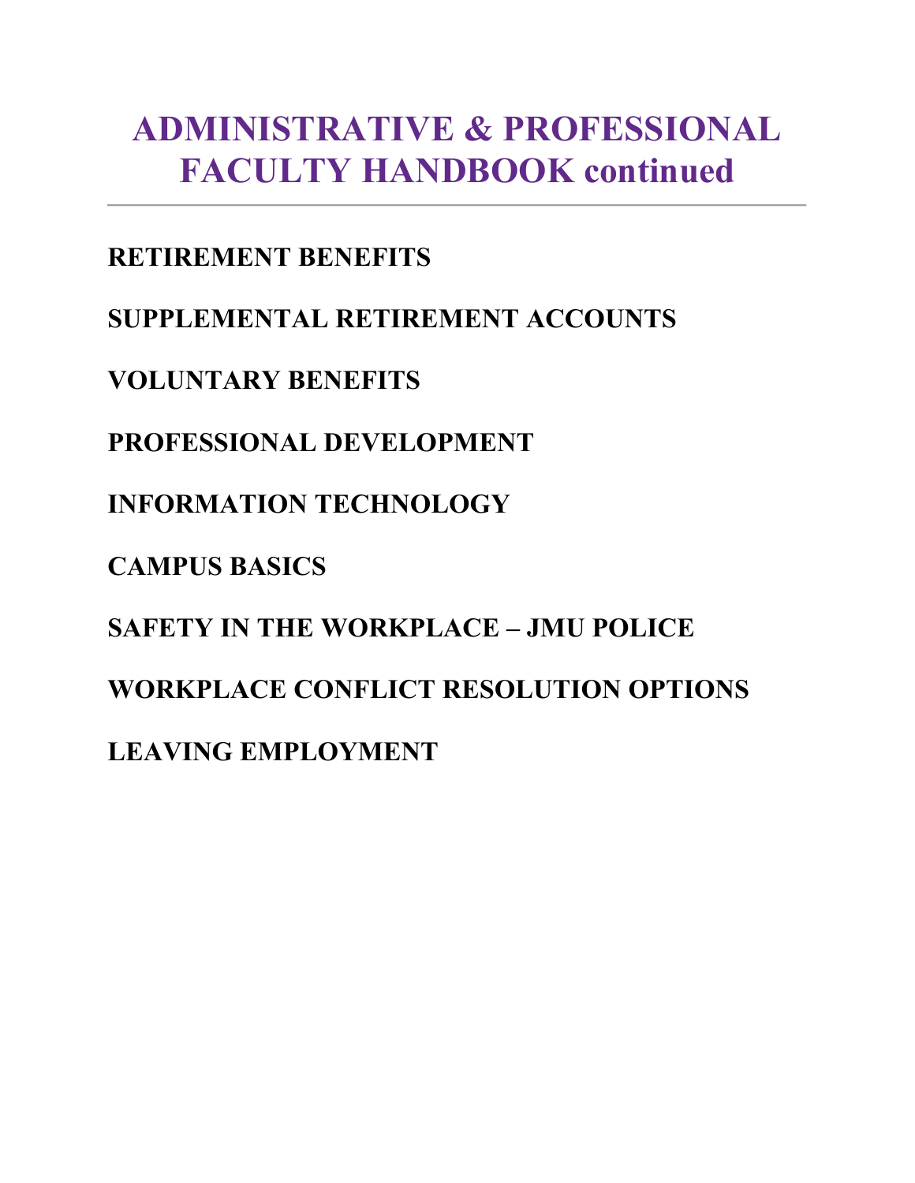# ADMINISTRATIVE & PROFESSIONAL FACULTY HANDBOOK continued

---

**RETIREMENT BENEFITS**

**SUPPLEMENTAL RETIREMENT ACCOUNTS**

**VOLUNTARY BENEFITS**

**PROFESSIONAL DEVELOPMENT**

**INFORMATION TECHNOLOGY**

**CAMPUS BASICS**

**SAFETY IN THE WORKPLACE – JMU POLICE**

**WORKPLACE CONFLICT RESOLUTION OPTIONS**

**LEAVING EMPLOYMENT**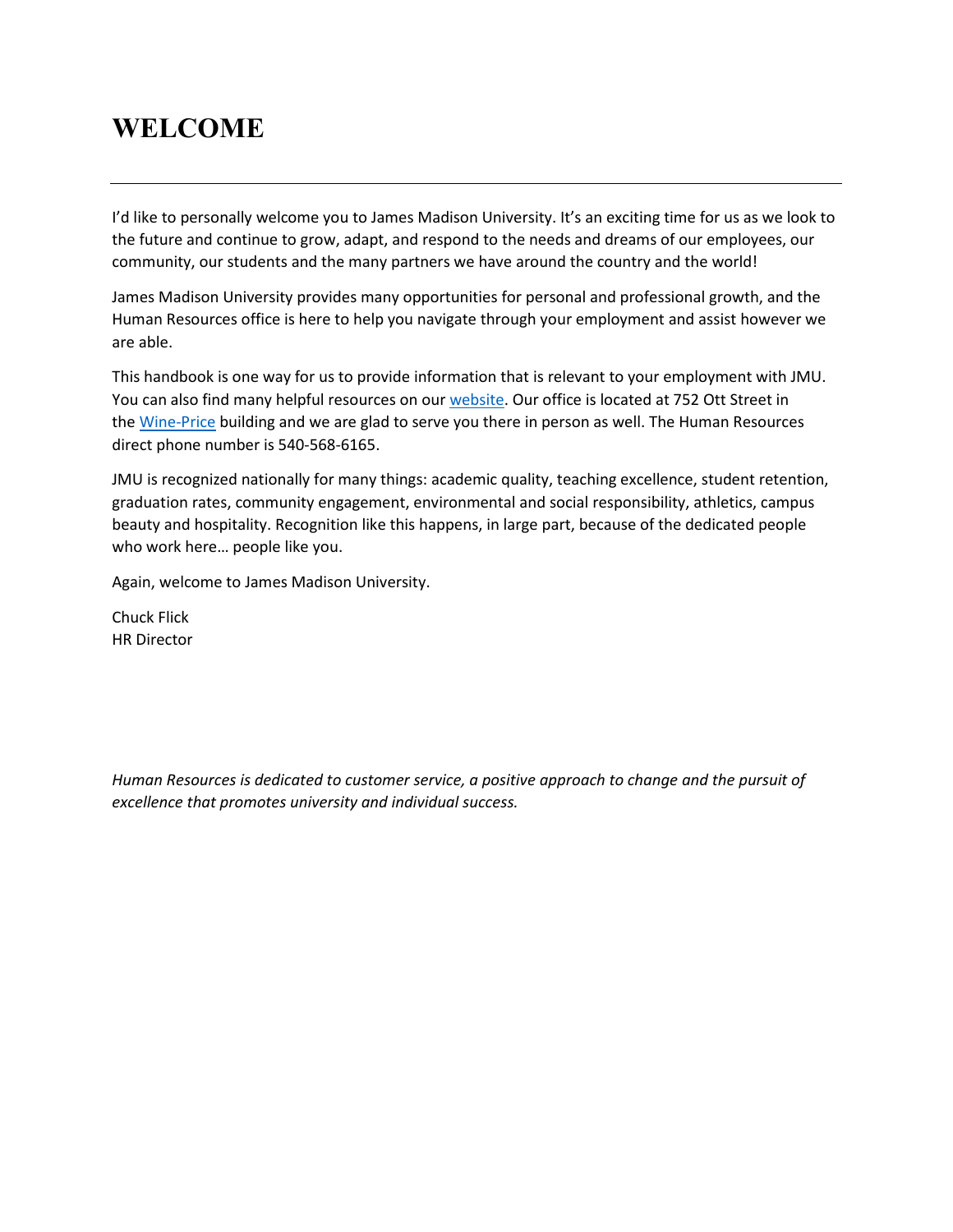# WELCOME

---

I'd like to personally welcome you to James Madison University. It's an exciting time for us as we look to the future and continue to grow, adapt, and respond to the needs and dreams of our employees, our community, our students and the many partners we have around the country and the world!

James Madison University provides many opportunities for personal and professional growth, and the Human Resources office is here to help you navigate through your employment and assist however we are able.

This handbook is one way for us to provide information that is relevant to your employment with JMU. You can also find many helpful resources on our website. Our office is located at 752 Ott Street in the Wine-Price building and we are glad to serve you there in person as well. The Human Resources direct phone number is 540-568-6165.

JMU is recognized nationally for many things: academic quality, teaching excellence, student retention, graduation rates, community engagement, environmental and social responsibility, athletics, campus beauty and hospitality. Recognition like this happens, in large part, because of the dedicated people who work here… people like you.

Again, welcome to James Madison University.

Chuck Flick
HR Director

*Human Resources is dedicated to customer service, a positive approach to change and the pursuit of excellence that promotes university and individual success.*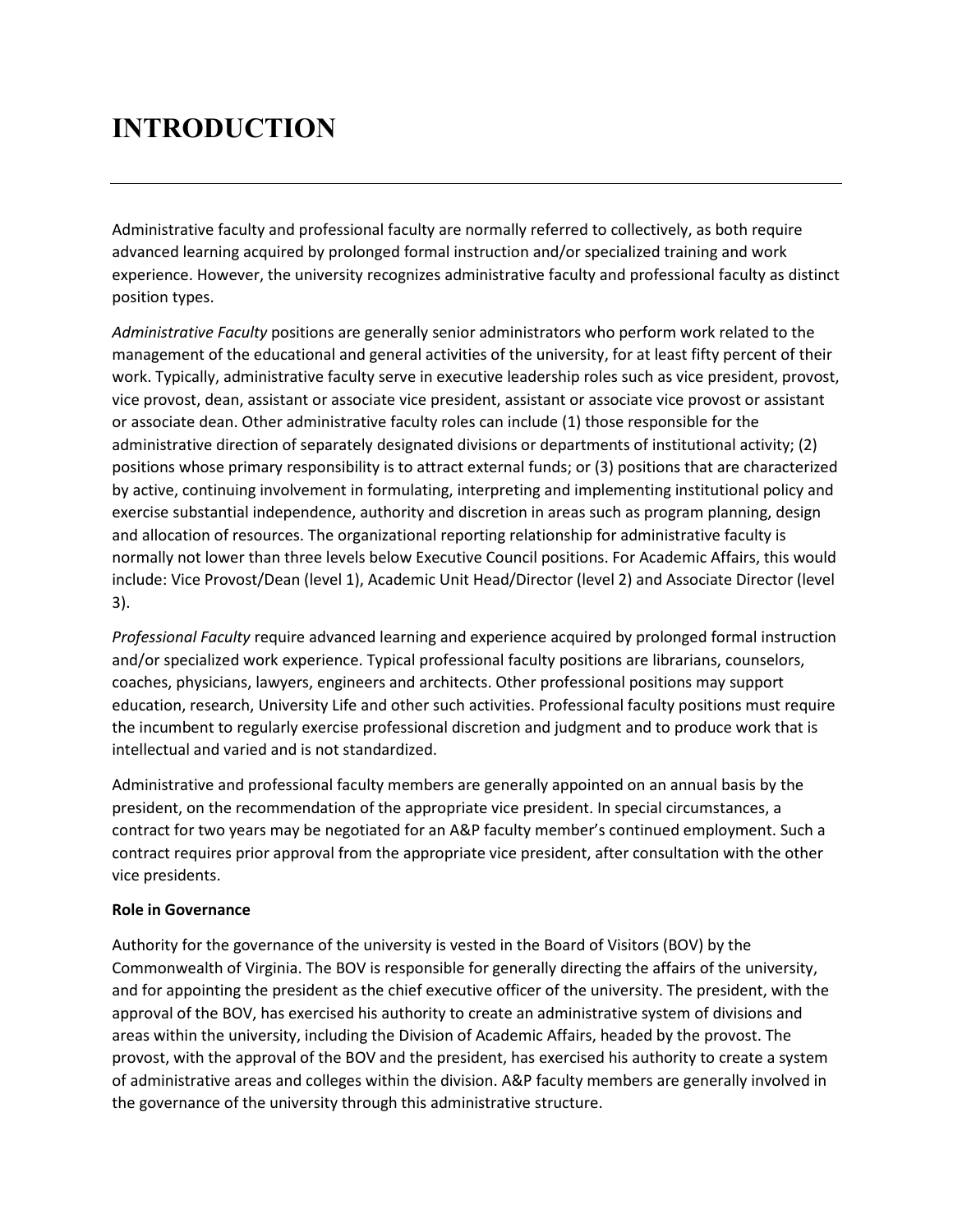# INTRODUCTION

Administrative faculty and professional faculty are normally referred to collectively, as both require advanced learning acquired by prolonged formal instruction and/or specialized training and work experience. However, the university recognizes administrative faculty and professional faculty as distinct position types.

*Administrative Faculty* positions are generally senior administrators who perform work related to the management of the educational and general activities of the university, for at least fifty percent of their work. Typically, administrative faculty serve in executive leadership roles such as vice president, provost, vice provost, dean, assistant or associate vice president, assistant or associate vice provost or assistant or associate dean. Other administrative faculty roles can include (1) those responsible for the administrative direction of separately designated divisions or departments of institutional activity; (2) positions whose primary responsibility is to attract external funds; or (3) positions that are characterized by active, continuing involvement in formulating, interpreting and implementing institutional policy and exercise substantial independence, authority and discretion in areas such as program planning, design and allocation of resources. The organizational reporting relationship for administrative faculty is normally not lower than three levels below Executive Council positions. For Academic Affairs, this would include: Vice Provost/Dean (level 1), Academic Unit Head/Director (level 2) and Associate Director (level 3).

*Professional Faculty* require advanced learning and experience acquired by prolonged formal instruction and/or specialized work experience. Typical professional faculty positions are librarians, counselors, coaches, physicians, lawyers, engineers and architects. Other professional positions may support education, research, University Life and other such activities. Professional faculty positions must require the incumbent to regularly exercise professional discretion and judgment and to produce work that is intellectual and varied and is not standardized.

Administrative and professional faculty members are generally appointed on an annual basis by the president, on the recommendation of the appropriate vice president. In special circumstances, a contract for two years may be negotiated for an A&P faculty member's continued employment. Such a contract requires prior approval from the appropriate vice president, after consultation with the other vice presidents.

**Role in Governance**

Authority for the governance of the university is vested in the Board of Visitors (BOV) by the Commonwealth of Virginia. The BOV is responsible for generally directing the affairs of the university, and for appointing the president as the chief executive officer of the university. The president, with the approval of the BOV, has exercised his authority to create an administrative system of divisions and areas within the university, including the Division of Academic Affairs, headed by the provost. The provost, with the approval of the BOV and the president, has exercised his authority to create a system of administrative areas and colleges within the division. A&P faculty members are generally involved in the governance of the university through this administrative structure.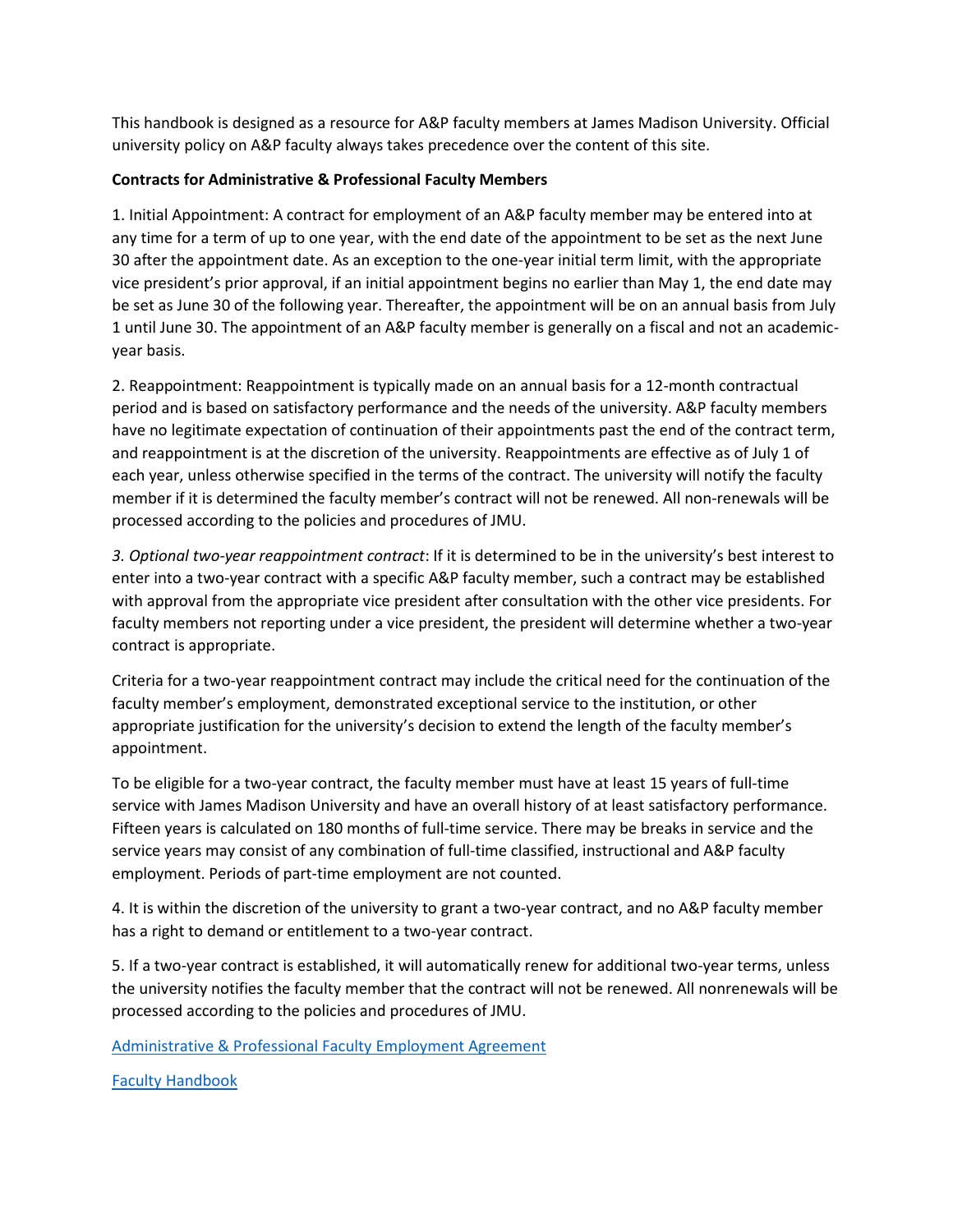This handbook is designed as a resource for A&P faculty members at James Madison University. Official university policy on A&P faculty always takes precedence over the content of this site.

**Contracts for Administrative & Professional Faculty Members**

1. Initial Appointment: A contract for employment of an A&P faculty member may be entered into at any time for a term of up to one year, with the end date of the appointment to be set as the next June 30 after the appointment date. As an exception to the one-year initial term limit, with the appropriate vice president's prior approval, if an initial appointment begins no earlier than May 1, the end date may be set as June 30 of the following year. Thereafter, the appointment will be on an annual basis from July 1 until June 30. The appointment of an A&P faculty member is generally on a fiscal and not an academic-year basis.

2. Reappointment: Reappointment is typically made on an annual basis for a 12-month contractual period and is based on satisfactory performance and the needs of the university. A&P faculty members have no legitimate expectation of continuation of their appointments past the end of the contract term, and reappointment is at the discretion of the university. Reappointments are effective as of July 1 of each year, unless otherwise specified in the terms of the contract. The university will notify the faculty member if it is determined the faculty member's contract will not be renewed. All non-renewals will be processed according to the policies and procedures of JMU.

*3. Optional two-year reappointment contract*: If it is determined to be in the university's best interest to enter into a two-year contract with a specific A&P faculty member, such a contract may be established with approval from the appropriate vice president after consultation with the other vice presidents. For faculty members not reporting under a vice president, the president will determine whether a two-year contract is appropriate.

Criteria for a two-year reappointment contract may include the critical need for the continuation of the faculty member's employment, demonstrated exceptional service to the institution, or other appropriate justification for the university's decision to extend the length of the faculty member's appointment.

To be eligible for a two-year contract, the faculty member must have at least 15 years of full-time service with James Madison University and have an overall history of at least satisfactory performance. Fifteen years is calculated on 180 months of full-time service. There may be breaks in service and the service years may consist of any combination of full-time classified, instructional and A&P faculty employment. Periods of part-time employment are not counted.

4. It is within the discretion of the university to grant a two-year contract, and no A&P faculty member has a right to demand or entitlement to a two-year contract.

5. If a two-year contract is established, it will automatically renew for additional two-year terms, unless the university notifies the faculty member that the contract will not be renewed. All nonrenewals will be processed according to the policies and procedures of JMU.

Administrative & Professional Faculty Employment Agreement

Faculty Handbook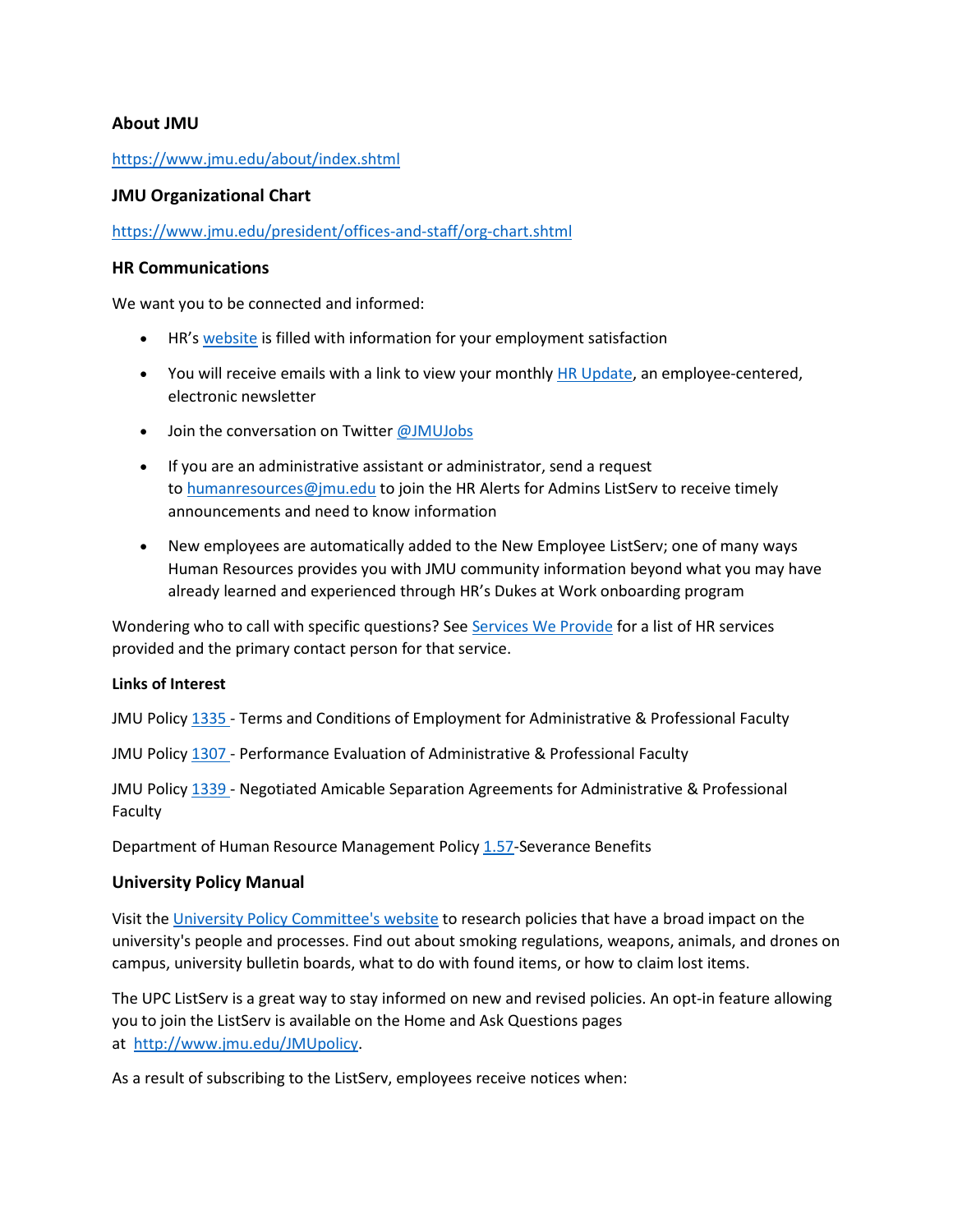### About JMU

https://www.jmu.edu/about/index.shtml

### JMU Organizational Chart

https://www.jmu.edu/president/offices-and-staff/org-chart.shtml

### HR Communications

We want you to be connected and informed:

- HR's website is filled with information for your employment satisfaction
- You will receive emails with a link to view your monthly HR Update, an employee-centered, electronic newsletter
- Join the conversation on Twitter @JMUJobs
- If you are an administrative assistant or administrator, send a request to humanresources@jmu.edu to join the HR Alerts for Admins ListServ to receive timely announcements and need to know information
- New employees are automatically added to the New Employee ListServ; one of many ways Human Resources provides you with JMU community information beyond what you may have already learned and experienced through HR's Dukes at Work onboarding program

Wondering who to call with specific questions? See Services We Provide for a list of HR services provided and the primary contact person for that service.

**Links of Interest**

JMU Policy 1335 - Terms and Conditions of Employment for Administrative & Professional Faculty

JMU Policy 1307 - Performance Evaluation of Administrative & Professional Faculty

JMU Policy 1339 - Negotiated Amicable Separation Agreements for Administrative & Professional Faculty

Department of Human Resource Management Policy 1.57-Severance Benefits

### University Policy Manual

Visit the University Policy Committee's website to research policies that have a broad impact on the university's people and processes. Find out about smoking regulations, weapons, animals, and drones on campus, university bulletin boards, what to do with found items, or how to claim lost items.

The UPC ListServ is a great way to stay informed on new and revised policies. An opt-in feature allowing you to join the ListServ is available on the Home and Ask Questions pages at http://www.jmu.edu/JMUpolicy.

As a result of subscribing to the ListServ, employees receive notices when: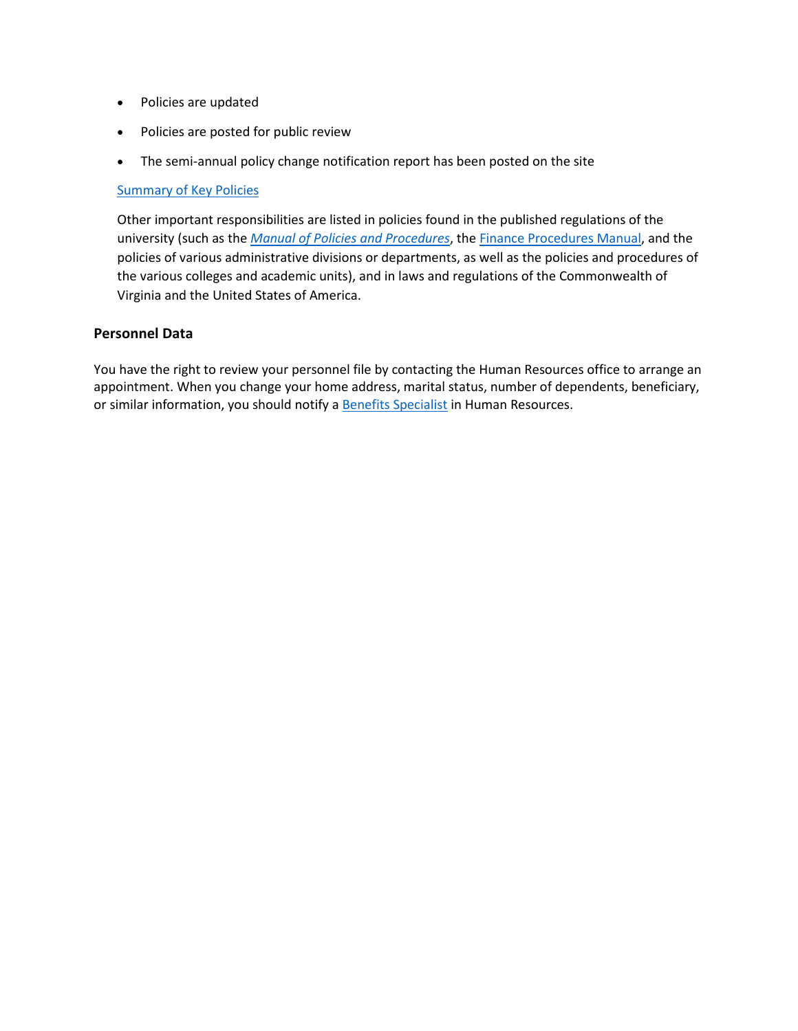- Policies are updated
- Policies are posted for public review
- The semi-annual policy change notification report has been posted on the site

Summary of Key Policies

Other important responsibilities are listed in policies found in the published regulations of the university (such as the *Manual of Policies and Procedures*, the Finance Procedures Manual, and the policies of various administrative divisions or departments, as well as the policies and procedures of the various colleges and academic units), and in laws and regulations of the Commonwealth of Virginia and the United States of America.

### Personnel Data

You have the right to review your personnel file by contacting the Human Resources office to arrange an appointment. When you change your home address, marital status, number of dependents, beneficiary, or similar information, you should notify a Benefits Specialist in Human Resources.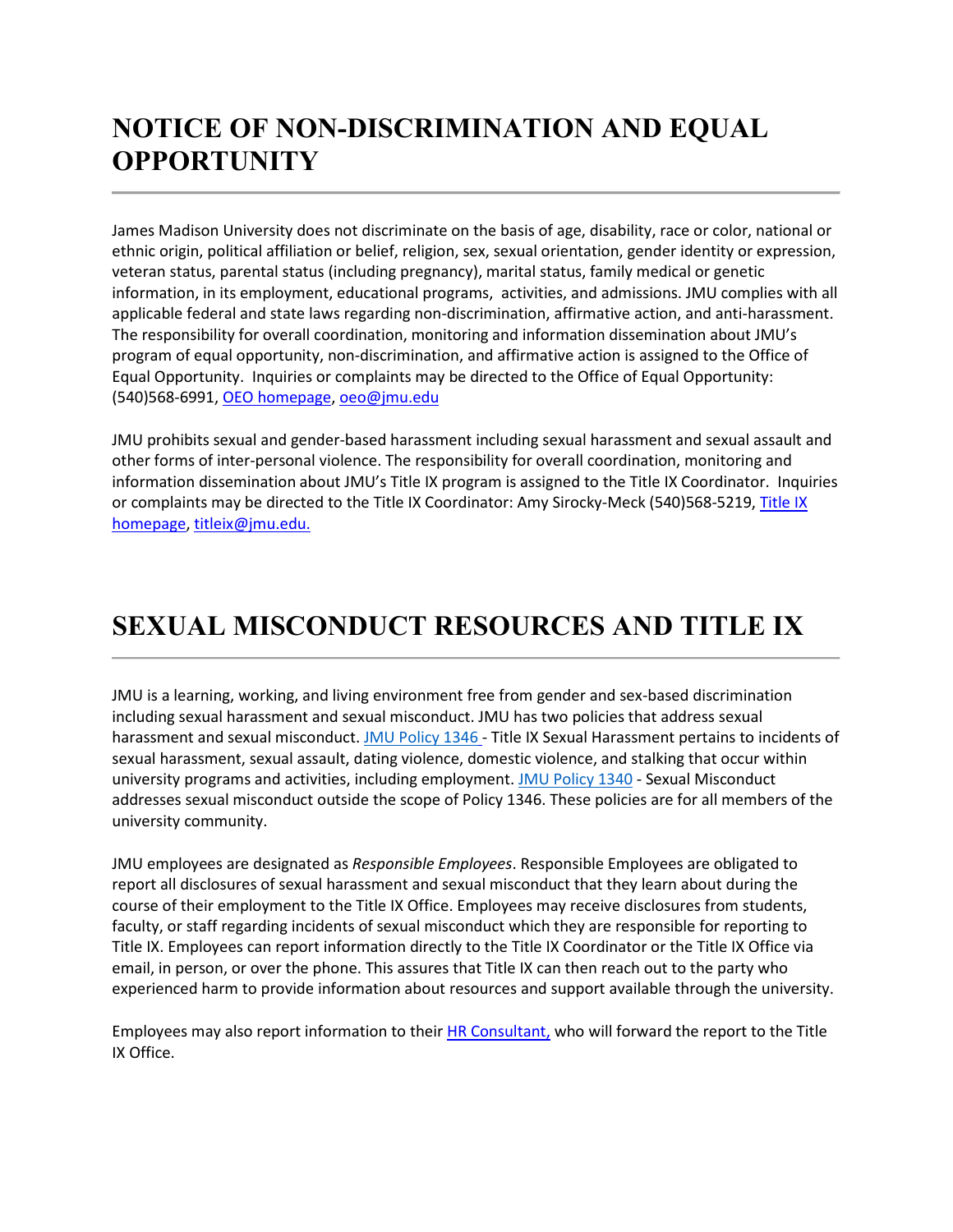# NOTICE OF NON-DISCRIMINATION AND EQUAL OPPORTUNITY

James Madison University does not discriminate on the basis of age, disability, race or color, national or ethnic origin, political affiliation or belief, religion, sex, sexual orientation, gender identity or expression, veteran status, parental status (including pregnancy), marital status, family medical or genetic information, in its employment, educational programs, activities, and admissions. JMU complies with all applicable federal and state laws regarding non-discrimination, affirmative action, and anti-harassment. The responsibility for overall coordination, monitoring and information dissemination about JMU's program of equal opportunity, non-discrimination, and affirmative action is assigned to the Office of Equal Opportunity. Inquiries or complaints may be directed to the Office of Equal Opportunity: (540)568-6991, OEO homepage, oeo@jmu.edu

JMU prohibits sexual and gender-based harassment including sexual harassment and sexual assault and other forms of inter-personal violence. The responsibility for overall coordination, monitoring and information dissemination about JMU's Title IX program is assigned to the Title IX Coordinator. Inquiries or complaints may be directed to the Title IX Coordinator: Amy Sirocky-Meck (540)568-5219, Title IX homepage, titleix@jmu.edu.

# SEXUAL MISCONDUCT RESOURCES AND TITLE IX

JMU is a learning, working, and living environment free from gender and sex-based discrimination including sexual harassment and sexual misconduct. JMU has two policies that address sexual harassment and sexual misconduct. JMU Policy 1346 - Title IX Sexual Harassment pertains to incidents of sexual harassment, sexual assault, dating violence, domestic violence, and stalking that occur within university programs and activities, including employment. JMU Policy 1340 - Sexual Misconduct addresses sexual misconduct outside the scope of Policy 1346. These policies are for all members of the university community.

JMU employees are designated as *Responsible Employees*. Responsible Employees are obligated to report all disclosures of sexual harassment and sexual misconduct that they learn about during the course of their employment to the Title IX Office. Employees may receive disclosures from students, faculty, or staff regarding incidents of sexual misconduct which they are responsible for reporting to Title IX. Employees can report information directly to the Title IX Coordinator or the Title IX Office via email, in person, or over the phone. This assures that Title IX can then reach out to the party who experienced harm to provide information about resources and support available through the university.

Employees may also report information to their HR Consultant, who will forward the report to the Title IX Office.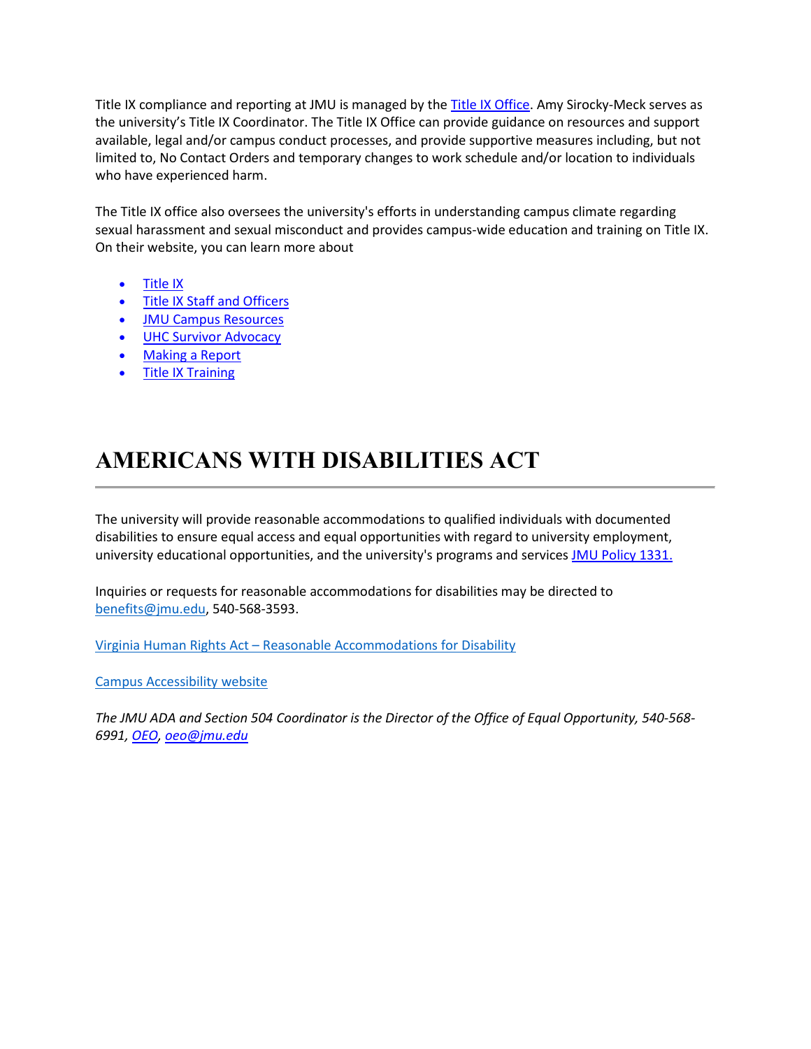Title IX compliance and reporting at JMU is managed by the Title IX Office. Amy Sirocky-Meck serves as the university's Title IX Coordinator. The Title IX Office can provide guidance on resources and support available, legal and/or campus conduct processes, and provide supportive measures including, but not limited to, No Contact Orders and temporary changes to work schedule and/or location to individuals who have experienced harm.

The Title IX office also oversees the university's efforts in understanding campus climate regarding sexual harassment and sexual misconduct and provides campus-wide education and training on Title IX. On their website, you can learn more about

- Title IX
- Title IX Staff and Officers
- JMU Campus Resources
- UHC Survivor Advocacy
- Making a Report
- Title IX Training

# AMERICANS WITH DISABILITIES ACT

The university will provide reasonable accommodations to qualified individuals with documented disabilities to ensure equal access and equal opportunities with regard to university employment, university educational opportunities, and the university's programs and services JMU Policy 1331.

Inquiries or requests for reasonable accommodations for disabilities may be directed to benefits@jmu.edu, 540-568-3593.

Virginia Human Rights Act – Reasonable Accommodations for Disability

Campus Accessibility website

*The JMU ADA and Section 504 Coordinator is the Director of the Office of Equal Opportunity, 540-568-6991, OEO, oeo@jmu.edu*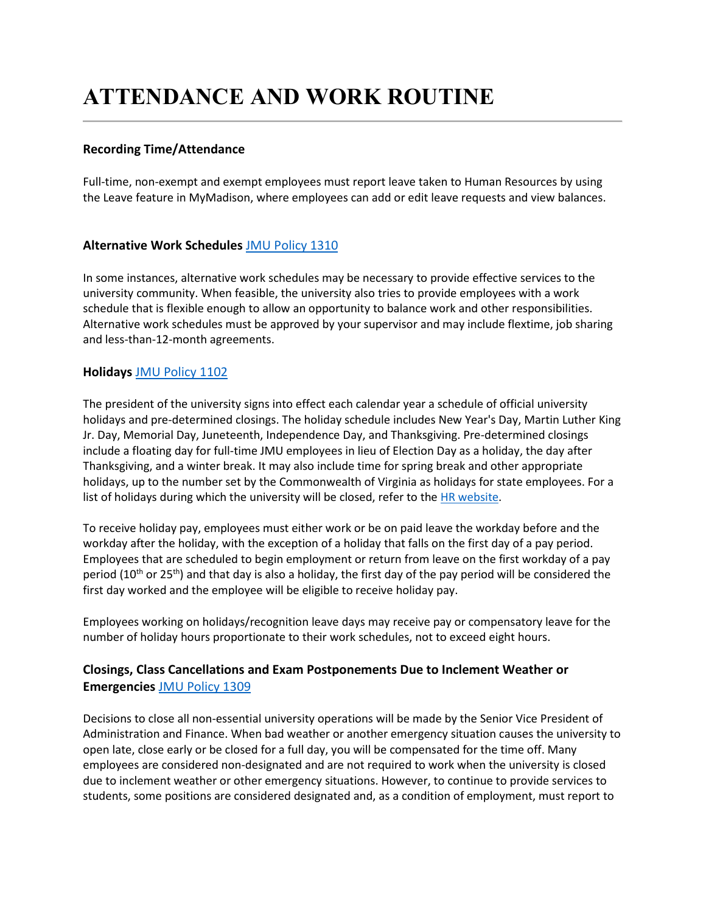# ATTENDANCE AND WORK ROUTINE

**Recording Time/Attendance**

Full-time, non-exempt and exempt employees must report leave taken to Human Resources by using the Leave feature in MyMadison, where employees can add or edit leave requests and view balances.

**Alternative Work Schedules** [JMU Policy 1310]

In some instances, alternative work schedules may be necessary to provide effective services to the university community. When feasible, the university also tries to provide employees with a work schedule that is flexible enough to allow an opportunity to balance work and other responsibilities. Alternative work schedules must be approved by your supervisor and may include flextime, job sharing and less-than-12-month agreements.

**Holidays** [JMU Policy 1102]

The president of the university signs into effect each calendar year a schedule of official university holidays and pre-determined closings. The holiday schedule includes New Year's Day, Martin Luther King Jr. Day, Memorial Day, Juneteenth, Independence Day, and Thanksgiving. Pre-determined closings include a floating day for full-time JMU employees in lieu of Election Day as a holiday, the day after Thanksgiving, and a winter break. It may also include time for spring break and other appropriate holidays, up to the number set by the Commonwealth of Virginia as holidays for state employees. For a list of holidays during which the university will be closed, refer to the HR website.

To receive holiday pay, employees must either work or be on paid leave the workday before and the workday after the holiday, with the exception of a holiday that falls on the first day of a pay period. Employees that are scheduled to begin employment or return from leave on the first workday of a pay period (10th or 25th) and that day is also a holiday, the first day of the pay period will be considered the first day worked and the employee will be eligible to receive holiday pay.

Employees working on holidays/recognition leave days may receive pay or compensatory leave for the number of holiday hours proportionate to their work schedules, not to exceed eight hours.

**Closings, Class Cancellations and Exam Postponements Due to Inclement Weather or Emergencies** [JMU Policy 1309]

Decisions to close all non-essential university operations will be made by the Senior Vice President of Administration and Finance. When bad weather or another emergency situation causes the university to open late, close early or be closed for a full day, you will be compensated for the time off. Many employees are considered non-designated and are not required to work when the university is closed due to inclement weather or other emergency situations. However, to continue to provide services to students, some positions are considered designated and, as a condition of employment, must report to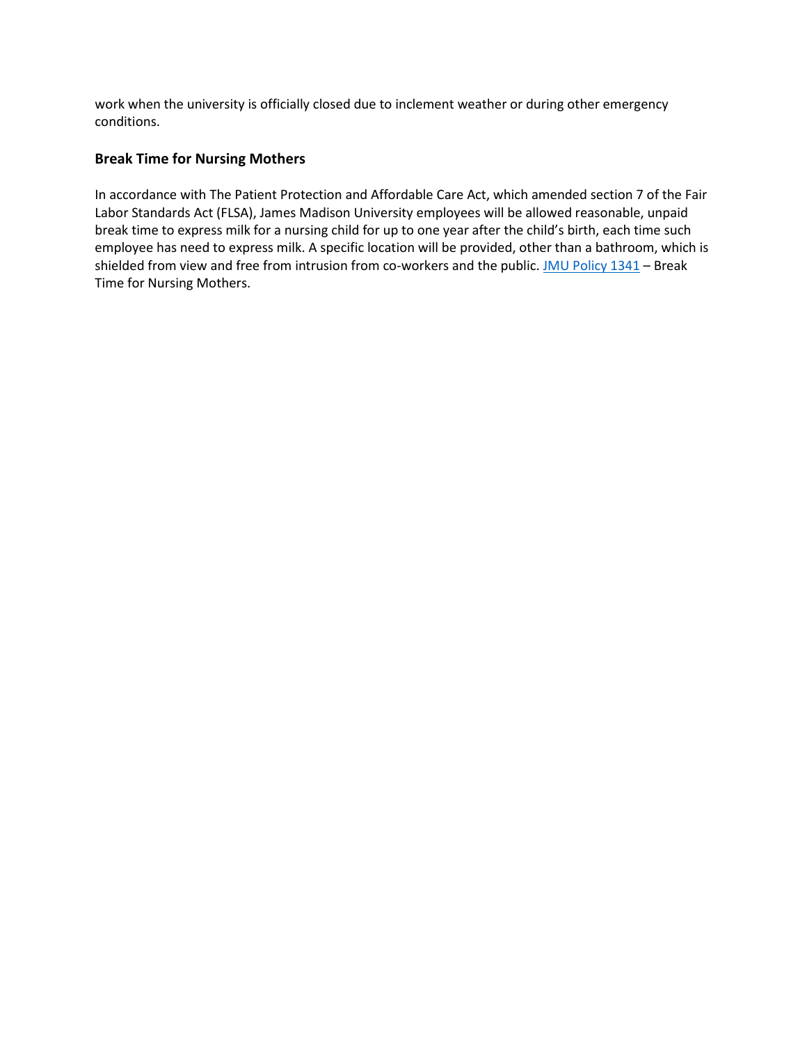work when the university is officially closed due to inclement weather or during other emergency conditions.

### Break Time for Nursing Mothers

In accordance with The Patient Protection and Affordable Care Act, which amended section 7 of the Fair Labor Standards Act (FLSA), James Madison University employees will be allowed reasonable, unpaid break time to express milk for a nursing child for up to one year after the child's birth, each time such employee has need to express milk. A specific location will be provided, other than a bathroom, which is shielded from view and free from intrusion from co-workers and the public. JMU Policy 1341 – Break Time for Nursing Mothers.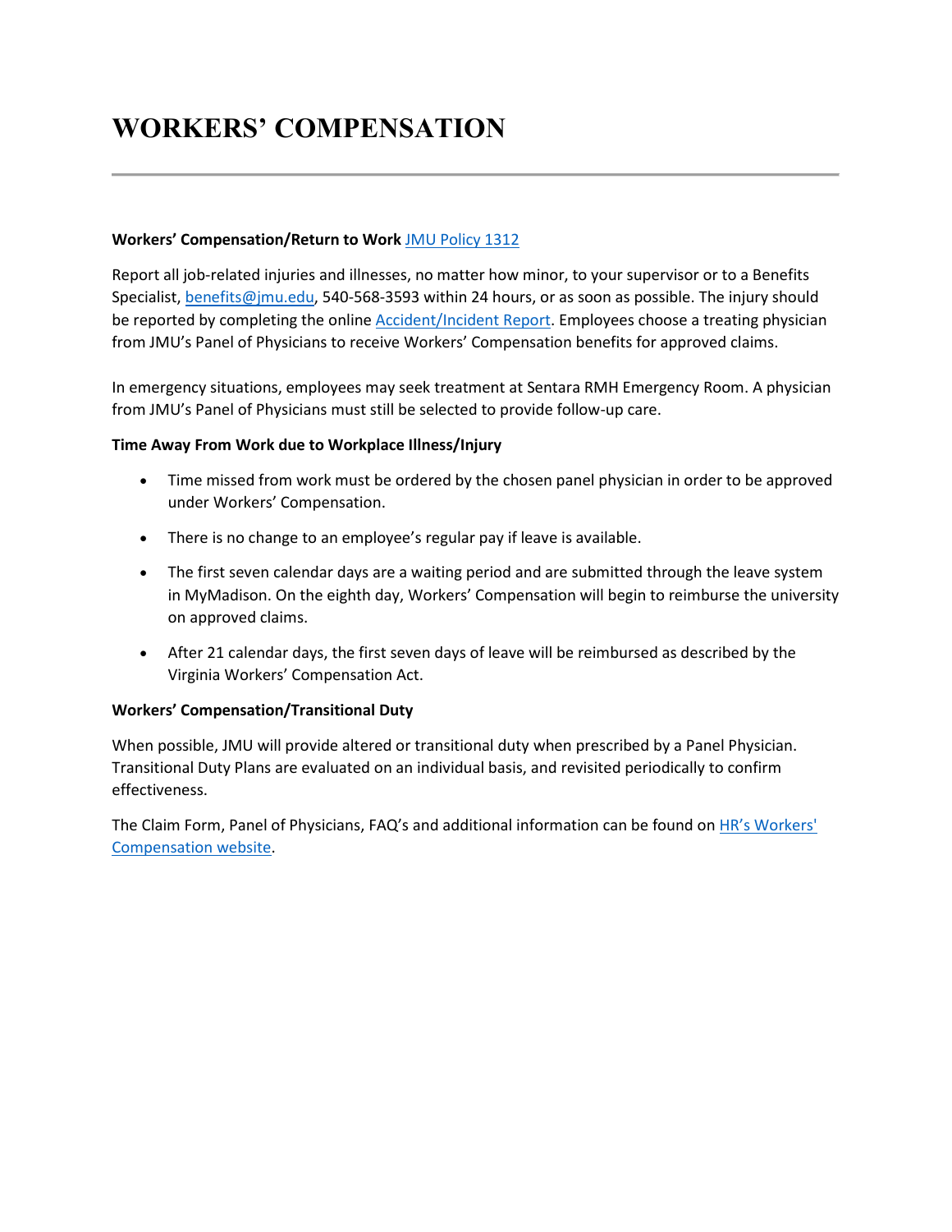# WORKERS' COMPENSATION

---

**Workers' Compensation/Return to Work** JMU Policy 1312

Report all job-related injuries and illnesses, no matter how minor, to your supervisor or to a Benefits Specialist, benefits@jmu.edu, 540-568-3593 within 24 hours, or as soon as possible. The injury should be reported by completing the online Accident/Incident Report. Employees choose a treating physician from JMU's Panel of Physicians to receive Workers' Compensation benefits for approved claims.

In emergency situations, employees may seek treatment at Sentara RMH Emergency Room. A physician from JMU's Panel of Physicians must still be selected to provide follow-up care.

**Time Away From Work due to Workplace Illness/Injury**

- Time missed from work must be ordered by the chosen panel physician in order to be approved under Workers' Compensation.
- There is no change to an employee's regular pay if leave is available.
- The first seven calendar days are a waiting period and are submitted through the leave system in MyMadison. On the eighth day, Workers' Compensation will begin to reimburse the university on approved claims.
- After 21 calendar days, the first seven days of leave will be reimbursed as described by the Virginia Workers' Compensation Act.

**Workers' Compensation/Transitional Duty**

When possible, JMU will provide altered or transitional duty when prescribed by a Panel Physician. Transitional Duty Plans are evaluated on an individual basis, and revisited periodically to confirm effectiveness.

The Claim Form, Panel of Physicians, FAQ's and additional information can be found on HR's Workers' Compensation website.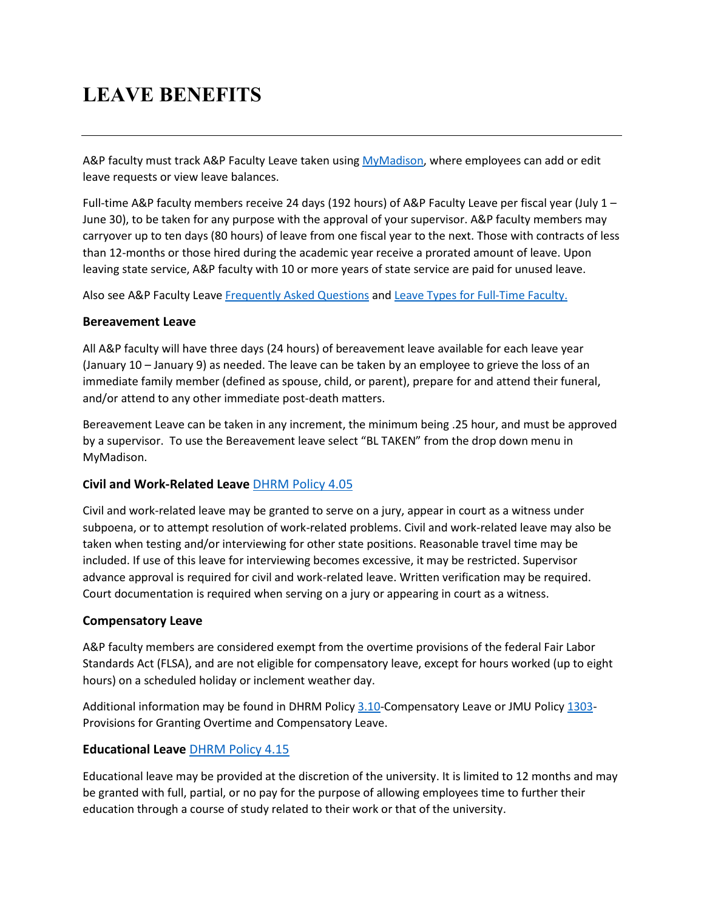# LEADVE BENEFITS

A&P faculty must track A&P Faculty Leave taken using [MyMadison](), where employees can add or edit leave requests or view leave balances.

Full-time A&P faculty members receive 24 days (192 hours) of A&P Faculty Leave per fiscal year (July 1 – June 30), to be taken for any purpose with the approval of your supervisor. A&P faculty members may carryover up to ten days (80 hours) of leave from one fiscal year to the next. Those with contracts of less than 12-months or those hired during the academic year receive a prorated amount of leave. Upon leaving state service, A&P faculty with 10 or more years of state service are paid for unused leave.

Also see A&P Faculty Leave [Frequently Asked Questions]() and [Leave Types for Full-Time Faculty.]()

**Bereavement Leave**

All A&P faculty will have three days (24 hours) of bereavement leave available for each leave year (January 10 – January 9) as needed. The leave can be taken by an employee to grieve the loss of an immediate family member (defined as spouse, child, or parent), prepare for and attend their funeral, and/or attend to any other immediate post-death matters.

Bereavement Leave can be taken in any increment, the minimum being .25 hour, and must be approved by a supervisor. To use the Bereavement leave select "BL TAKEN" from the drop down menu in MyMadison.

**Civil and Work-Related Leave** [DHRM Policy 4.05]()

Civil and work-related leave may be granted to serve on a jury, appear in court as a witness under subpoena, or to attempt resolution of work-related problems. Civil and work-related leave may also be taken when testing and/or interviewing for other state positions. Reasonable travel time may be included. If use of this leave for interviewing becomes excessive, it may be restricted. Supervisor advance approval is required for civil and work-related leave. Written verification may be required. Court documentation is required when serving on a jury or appearing in court as a witness.

**Compensatory Leave**

A&P faculty members are considered exempt from the overtime provisions of the federal Fair Labor Standards Act (FLSA), and are not eligible for compensatory leave, except for hours worked (up to eight hours) on a scheduled holiday or inclement weather day.

Additional information may be found in DHRM Policy [3.10]()-Compensatory Leave or JMU Policy [1303]()-Provisions for Granting Overtime and Compensatory Leave.

**Educational Leave** [DHRM Policy 4.15]()

Educational leave may be provided at the discretion of the university. It is limited to 12 months and may be granted with full, partial, or no pay for the purpose of allowing employees time to further their education through a course of study related to their work or that of the university.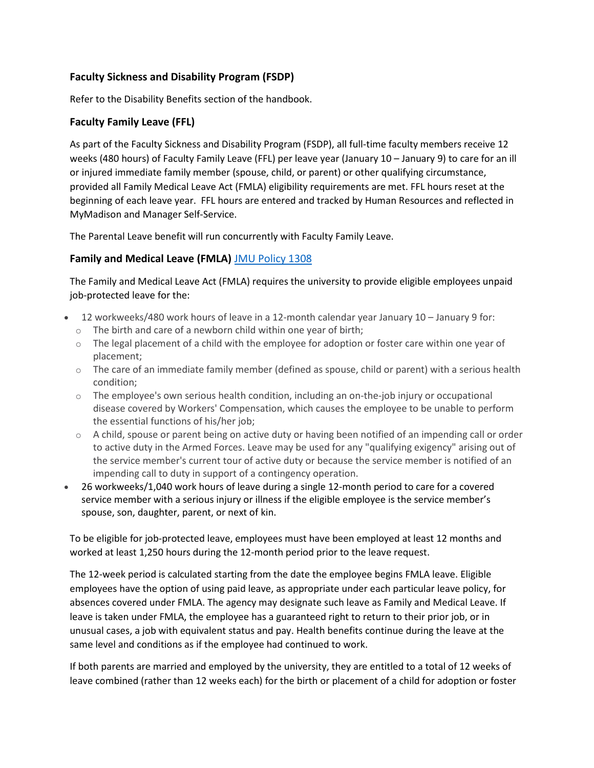### Faculty Sickness and Disability Program (FSDP)

Refer to the Disability Benefits section of the handbook.

### Faculty Family Leave (FFL)

As part of the Faculty Sickness and Disability Program (FSDP), all full-time faculty members receive 12 weeks (480 hours) of Faculty Family Leave (FFL) per leave year (January 10 – January 9) to care for an ill or injured immediate family member (spouse, child, or parent) or other qualifying circumstance, provided all Family Medical Leave Act (FMLA) eligibility requirements are met. FFL hours reset at the beginning of each leave year. FFL hours are entered and tracked by Human Resources and reflected in MyMadison and Manager Self-Service.

The Parental Leave benefit will run concurrently with Faculty Family Leave.

### Family and Medical Leave (FMLA) [JMU Policy 1308]

The Family and Medical Leave Act (FMLA) requires the university to provide eligible employees unpaid job-protected leave for the:

- 12 workweeks/480 work hours of leave in a 12-month calendar year January 10 – January 9 for:
  - The birth and care of a newborn child within one year of birth;
  - The legal placement of a child with the employee for adoption or foster care within one year of placement;
  - The care of an immediate family member (defined as spouse, child or parent) with a serious health condition;
  - The employee's own serious health condition, including an on-the-job injury or occupational disease covered by Workers' Compensation, which causes the employee to be unable to perform the essential functions of his/her job;
  - A child, spouse or parent being on active duty or having been notified of an impending call or order to active duty in the Armed Forces. Leave may be used for any "qualifying exigency" arising out of the service member's current tour of active duty or because the service member is notified of an impending call to duty in support of a contingency operation.
- 26 workweeks/1,040 work hours of leave during a single 12-month period to care for a covered service member with a serious injury or illness if the eligible employee is the service member's spouse, son, daughter, parent, or next of kin.

To be eligible for job-protected leave, employees must have been employed at least 12 months and worked at least 1,250 hours during the 12-month period prior to the leave request.

The 12-week period is calculated starting from the date the employee begins FMLA leave. Eligible employees have the option of using paid leave, as appropriate under each particular leave policy, for absences covered under FMLA. The agency may designate such leave as Family and Medical Leave. If leave is taken under FMLA, the employee has a guaranteed right to return to their prior job, or in unusual cases, a job with equivalent status and pay. Health benefits continue during the leave at the same level and conditions as if the employee had continued to work.

If both parents are married and employed by the university, they are entitled to a total of 12 weeks of leave combined (rather than 12 weeks each) for the birth or placement of a child for adoption or foster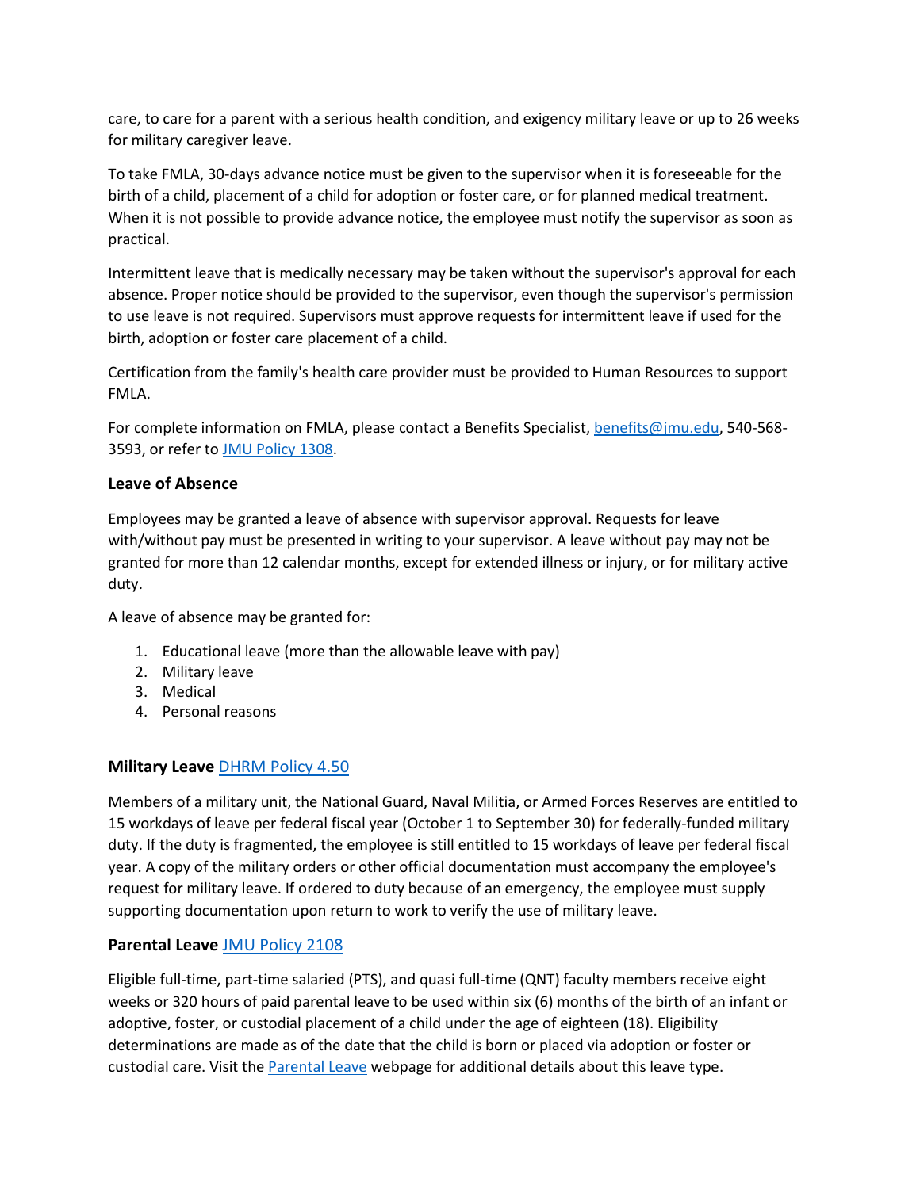care, to care for a parent with a serious health condition, and exigency military leave or up to 26 weeks for military caregiver leave.

To take FMLA, 30-days advance notice must be given to the supervisor when it is foreseeable for the birth of a child, placement of a child for adoption or foster care, or for planned medical treatment. When it is not possible to provide advance notice, the employee must notify the supervisor as soon as practical.

Intermittent leave that is medically necessary may be taken without the supervisor's approval for each absence. Proper notice should be provided to the supervisor, even though the supervisor's permission to use leave is not required. Supervisors must approve requests for intermittent leave if used for the birth, adoption or foster care placement of a child.

Certification from the family's health care provider must be provided to Human Resources to support FMLA.

For complete information on FMLA, please contact a Benefits Specialist, benefits@jmu.edu, 540-568-3593, or refer to JMU Policy 1308.

### Leave of Absence

Employees may be granted a leave of absence with supervisor approval. Requests for leave with/without pay must be presented in writing to your supervisor. A leave without pay may not be granted for more than 12 calendar months, except for extended illness or injury, or for military active duty.

A leave of absence may be granted for:

1. Educational leave (more than the allowable leave with pay)
2. Military leave
3. Medical
4. Personal reasons

### Military Leave DHRM Policy 4.50

Members of a military unit, the National Guard, Naval Militia, or Armed Forces Reserves are entitled to 15 workdays of leave per federal fiscal year (October 1 to September 30) for federally-funded military duty. If the duty is fragmented, the employee is still entitled to 15 workdays of leave per federal fiscal year. A copy of the military orders or other official documentation must accompany the employee's request for military leave. If ordered to duty because of an emergency, the employee must supply supporting documentation upon return to work to verify the use of military leave.

### Parental Leave JMU Policy 2108

Eligible full-time, part-time salaried (PTS), and quasi full-time (QNT) faculty members receive eight weeks or 320 hours of paid parental leave to be used within six (6) months of the birth of an infant or adoptive, foster, or custodial placement of a child under the age of eighteen (18). Eligibility determinations are made as of the date that the child is born or placed via adoption or foster or custodial care. Visit the Parental Leave webpage for additional details about this leave type.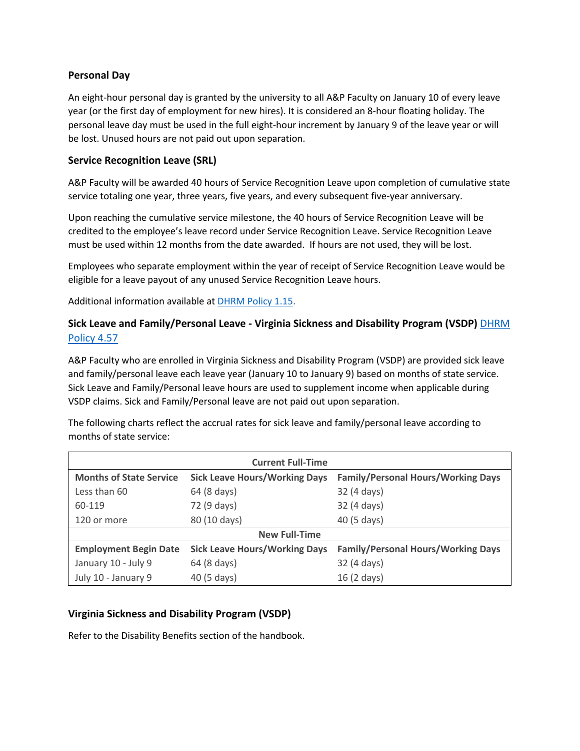### Personal Day

An eight-hour personal day is granted by the university to all A&P Faculty on January 10 of every leave year (or the first day of employment for new hires). It is considered an 8-hour floating holiday. The personal leave day must be used in the full eight-hour increment by January 9 of the leave year or will be lost. Unused hours are not paid out upon separation.

### Service Recognition Leave (SRL)

A&P Faculty will be awarded 40 hours of Service Recognition Leave upon completion of cumulative state service totaling one year, three years, five years, and every subsequent five-year anniversary.

Upon reaching the cumulative service milestone, the 40 hours of Service Recognition Leave will be credited to the employee's leave record under Service Recognition Leave. Service Recognition Leave must be used within 12 months from the date awarded. If hours are not used, they will be lost.

Employees who separate employment within the year of receipt of Service Recognition Leave would be eligible for a leave payout of any unused Service Recognition Leave hours.

Additional information available at DHRM Policy 1.15.

### Sick Leave and Family/Personal Leave - Virginia Sickness and Disability Program (VSDP) DHRM Policy 4.57

A&P Faculty who are enrolled in Virginia Sickness and Disability Program (VSDP) are provided sick leave and family/personal leave each leave year (January 10 to January 9) based on months of state service. Sick Leave and Family/Personal leave hours are used to supplement income when applicable during VSDP claims. Sick and Family/Personal leave are not paid out upon separation.

The following charts reflect the accrual rates for sick leave and family/personal leave according to months of state service:

| Current Full-Time | | |
|---|---|---|
| **Months of State Service** | **Sick Leave Hours/Working Days** | **Family/Personal Hours/Working Days** |
| Less than 60 | 64 (8 days) | 32 (4 days) |
| 60-119 | 72 (9 days) | 32 (4 days) |
| 120 or more | 80 (10 days) | 40 (5 days) |
| **New Full-Time** | | |
| **Employment Begin Date** | **Sick Leave Hours/Working Days** | **Family/Personal Hours/Working Days** |
| January 10 - July 9 | 64 (8 days) | 32 (4 days) |
| July 10 - January 9 | 40 (5 days) | 16 (2 days) |

### Virginia Sickness and Disability Program (VSDP)

Refer to the Disability Benefits section of the handbook.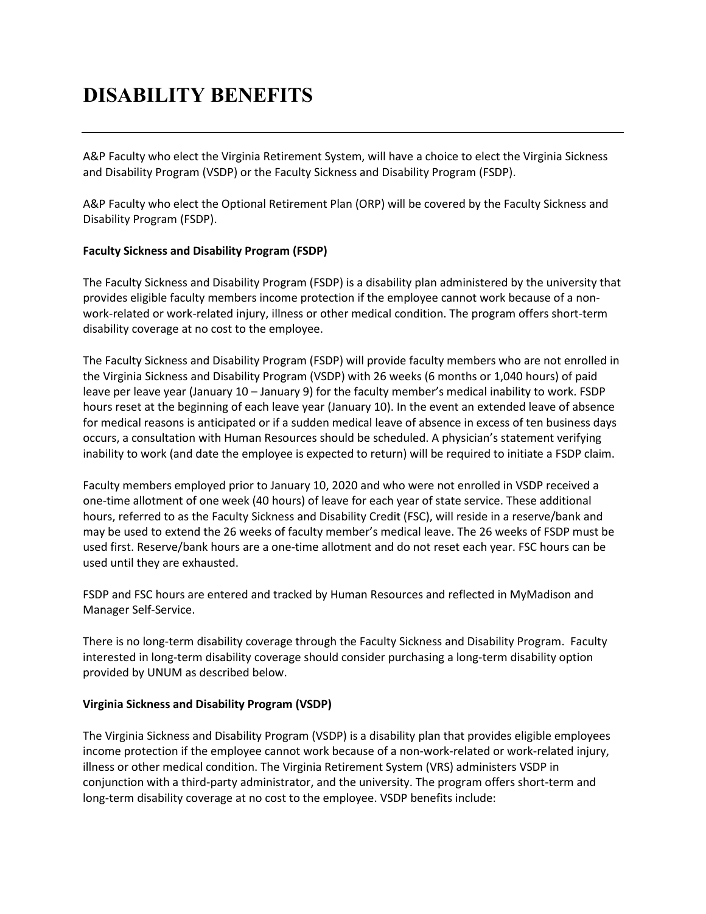# DISABILITY BENEFITS

---

A&P Faculty who elect the Virginia Retirement System, will have a choice to elect the Virginia Sickness and Disability Program (VSDP) or the Faculty Sickness and Disability Program (FSDP).

A&P Faculty who elect the Optional Retirement Plan (ORP) will be covered by the Faculty Sickness and Disability Program (FSDP).

**Faculty Sickness and Disability Program (FSDP)**

The Faculty Sickness and Disability Program (FSDP) is a disability plan administered by the university that provides eligible faculty members income protection if the employee cannot work because of a non-work-related or work-related injury, illness or other medical condition. The program offers short-term disability coverage at no cost to the employee.

The Faculty Sickness and Disability Program (FSDP) will provide faculty members who are not enrolled in the Virginia Sickness and Disability Program (VSDP) with 26 weeks (6 months or 1,040 hours) of paid leave per leave year (January 10 – January 9) for the faculty member's medical inability to work. FSDP hours reset at the beginning of each leave year (January 10). In the event an extended leave of absence for medical reasons is anticipated or if a sudden medical leave of absence in excess of ten business days occurs, a consultation with Human Resources should be scheduled. A physician's statement verifying inability to work (and date the employee is expected to return) will be required to initiate a FSDP claim.

Faculty members employed prior to January 10, 2020 and who were not enrolled in VSDP received a one-time allotment of one week (40 hours) of leave for each year of state service. These additional hours, referred to as the Faculty Sickness and Disability Credit (FSC), will reside in a reserve/bank and may be used to extend the 26 weeks of faculty member's medical leave. The 26 weeks of FSDP must be used first. Reserve/bank hours are a one-time allotment and do not reset each year. FSC hours can be used until they are exhausted.

FSDP and FSC hours are entered and tracked by Human Resources and reflected in MyMadison and Manager Self-Service.

There is no long-term disability coverage through the Faculty Sickness and Disability Program. Faculty interested in long-term disability coverage should consider purchasing a long-term disability option provided by UNUM as described below.

**Virginia Sickness and Disability Program (VSDP)**

The Virginia Sickness and Disability Program (VSDP) is a disability plan that provides eligible employees income protection if the employee cannot work because of a non-work-related or work-related injury, illness or other medical condition. The Virginia Retirement System (VRS) administers VSDP in conjunction with a third-party administrator, and the university. The program offers short-term and long-term disability coverage at no cost to the employee. VSDP benefits include: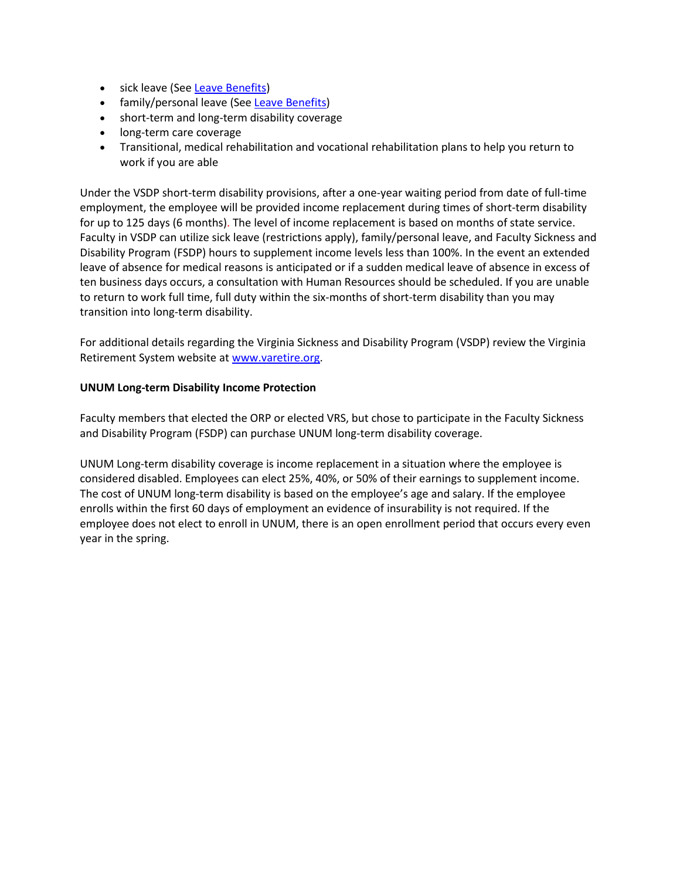- sick leave (See [Leave Benefits])
- family/personal leave (See [Leave Benefits])
- short-term and long-term disability coverage
- long-term care coverage
- Transitional, medical rehabilitation and vocational rehabilitation plans to help you return to work if you are able

Under the VSDP short-term disability provisions, after a one-year waiting period from date of full-time employment, the employee will be provided income replacement during times of short-term disability for up to 125 days (6 months). The level of income replacement is based on months of state service. Faculty in VSDP can utilize sick leave (restrictions apply), family/personal leave, and Faculty Sickness and Disability Program (FSDP) hours to supplement income levels less than 100%. In the event an extended leave of absence for medical reasons is anticipated or if a sudden medical leave of absence in excess of ten business days occurs, a consultation with Human Resources should be scheduled. If you are unable to return to work full time, full duty within the six-months of short-term disability than you may transition into long-term disability.

For additional details regarding the Virginia Sickness and Disability Program (VSDP) review the Virginia Retirement System website at www.varetire.org.

**UNUM Long-term Disability Income Protection**

Faculty members that elected the ORP or elected VRS, but chose to participate in the Faculty Sickness and Disability Program (FSDP) can purchase UNUM long-term disability coverage.

UNUM Long-term disability coverage is income replacement in a situation where the employee is considered disabled. Employees can elect 25%, 40%, or 50% of their earnings to supplement income. The cost of UNUM long-term disability is based on the employee's age and salary. If the employee enrolls within the first 60 days of employment an evidence of insurability is not required. If the employee does not elect to enroll in UNUM, there is an open enrollment period that occurs every even year in the spring.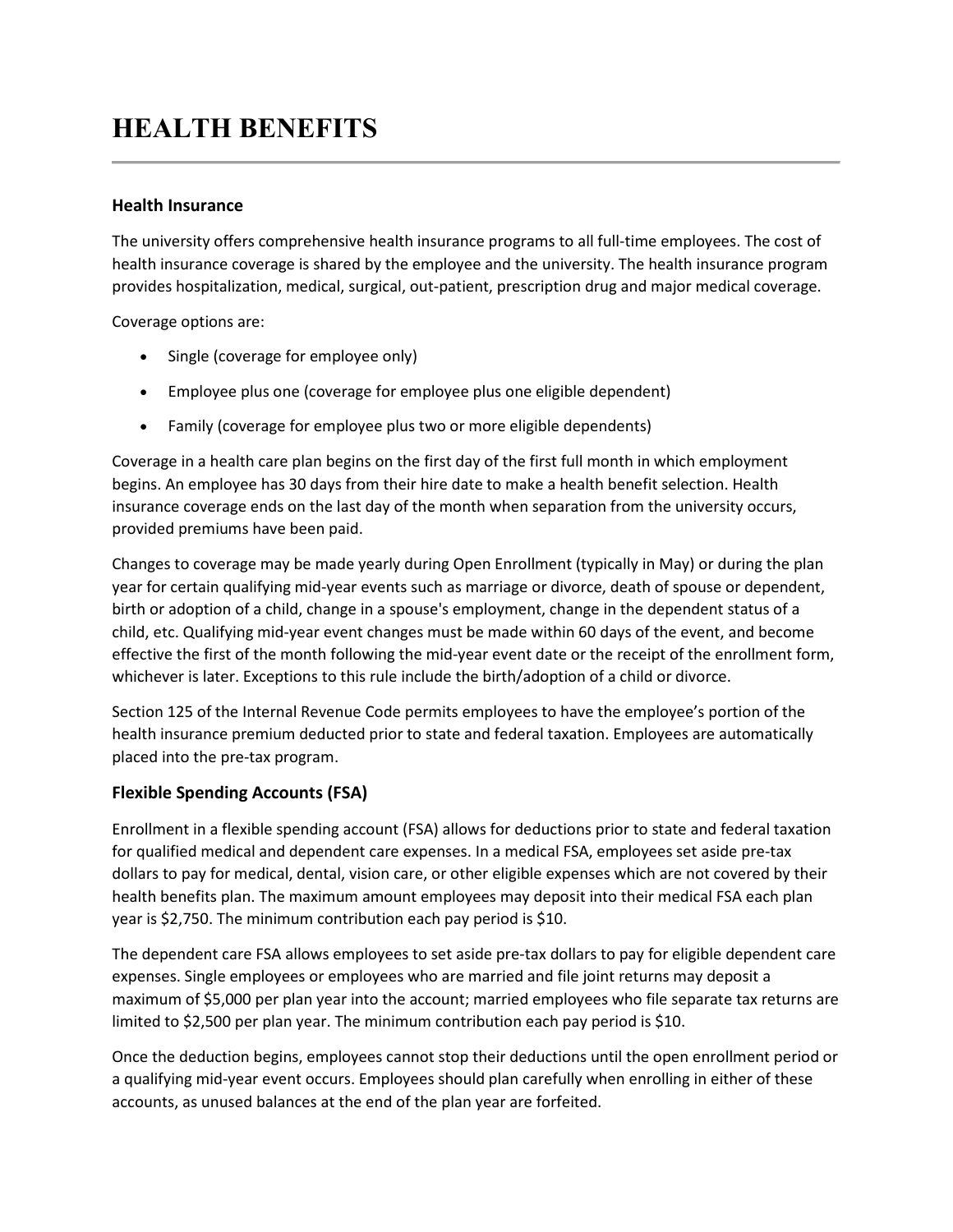# HEALTH BENEFITS

### Health Insurance

The university offers comprehensive health insurance programs to all full-time employees. The cost of health insurance coverage is shared by the employee and the university. The health insurance program provides hospitalization, medical, surgical, out-patient, prescription drug and major medical coverage.

Coverage options are:

- Single (coverage for employee only)
- Employee plus one (coverage for employee plus one eligible dependent)
- Family (coverage for employee plus two or more eligible dependents)

Coverage in a health care plan begins on the first day of the first full month in which employment begins. An employee has 30 days from their hire date to make a health benefit selection. Health insurance coverage ends on the last day of the month when separation from the university occurs, provided premiums have been paid.

Changes to coverage may be made yearly during Open Enrollment (typically in May) or during the plan year for certain qualifying mid-year events such as marriage or divorce, death of spouse or dependent, birth or adoption of a child, change in a spouse's employment, change in the dependent status of a child, etc. Qualifying mid-year event changes must be made within 60 days of the event, and become effective the first of the month following the mid-year event date or the receipt of the enrollment form, whichever is later. Exceptions to this rule include the birth/adoption of a child or divorce.

Section 125 of the Internal Revenue Code permits employees to have the employee's portion of the health insurance premium deducted prior to state and federal taxation. Employees are automatically placed into the pre-tax program.

## Flexible Spending Accounts (FSA)

Enrollment in a flexible spending account (FSA) allows for deductions prior to state and federal taxation for qualified medical and dependent care expenses. In a medical FSA, employees set aside pre-tax dollars to pay for medical, dental, vision care, or other eligible expenses which are not covered by their health benefits plan. The maximum amount employees may deposit into their medical FSA each plan year is $2,750. The minimum contribution each pay period is $10.

The dependent care FSA allows employees to set aside pre-tax dollars to pay for eligible dependent care expenses. Single employees or employees who are married and file joint returns may deposit a maximum of $5,000 per plan year into the account; married employees who file separate tax returns are limited to $2,500 per plan year. The minimum contribution each pay period is $10.

Once the deduction begins, employees cannot stop their deductions until the open enrollment period or a qualifying mid-year event occurs. Employees should plan carefully when enrolling in either of these accounts, as unused balances at the end of the plan year are forfeited.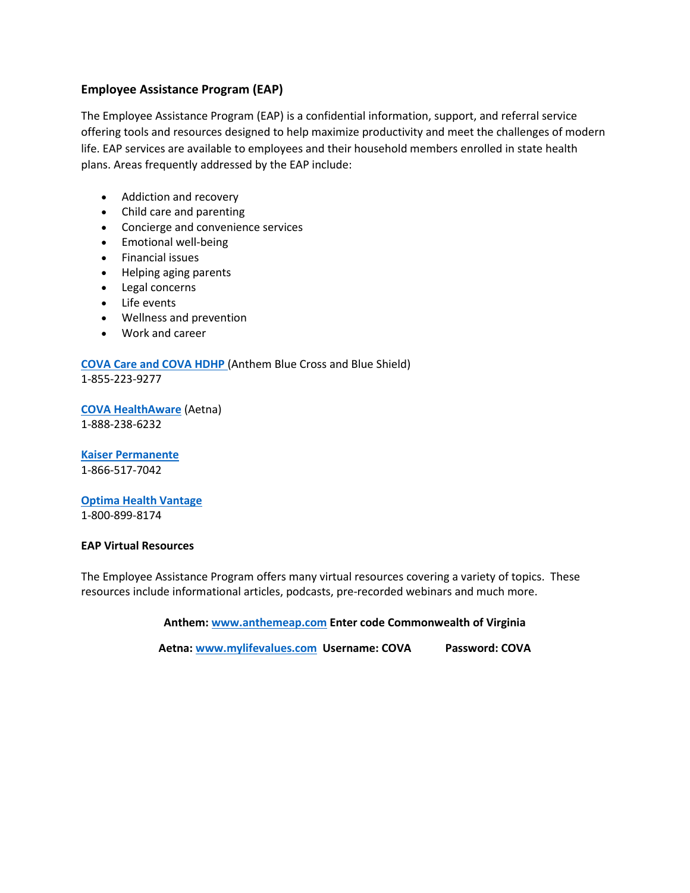### Employee Assistance Program (EAP)

The Employee Assistance Program (EAP) is a confidential information, support, and referral service offering tools and resources designed to help maximize productivity and meet the challenges of modern life. EAP services are available to employees and their household members enrolled in state health plans. Areas frequently addressed by the EAP include:

- Addiction and recovery
- Child care and parenting
- Concierge and convenience services
- Emotional well-being
- Financial issues
- Helping aging parents
- Legal concerns
- Life events
- Wellness and prevention
- Work and career

**COVA Care and COVA HDHP** (Anthem Blue Cross and Blue Shield)
1-855-223-9277

**COVA HealthAware** (Aetna)
1-888-238-6232

**Kaiser Permanente**
1-866-517-7042

**Optima Health Vantage**
1-800-899-8174

**EAP Virtual Resources**

The Employee Assistance Program offers many virtual resources covering a variety of topics. These resources include informational articles, podcasts, pre-recorded webinars and much more.

**Anthem: www.anthemeap.com Enter code Commonwealth of Virginia**

**Aetna: www.mylifevalues.com Username: COVA Password: COVA**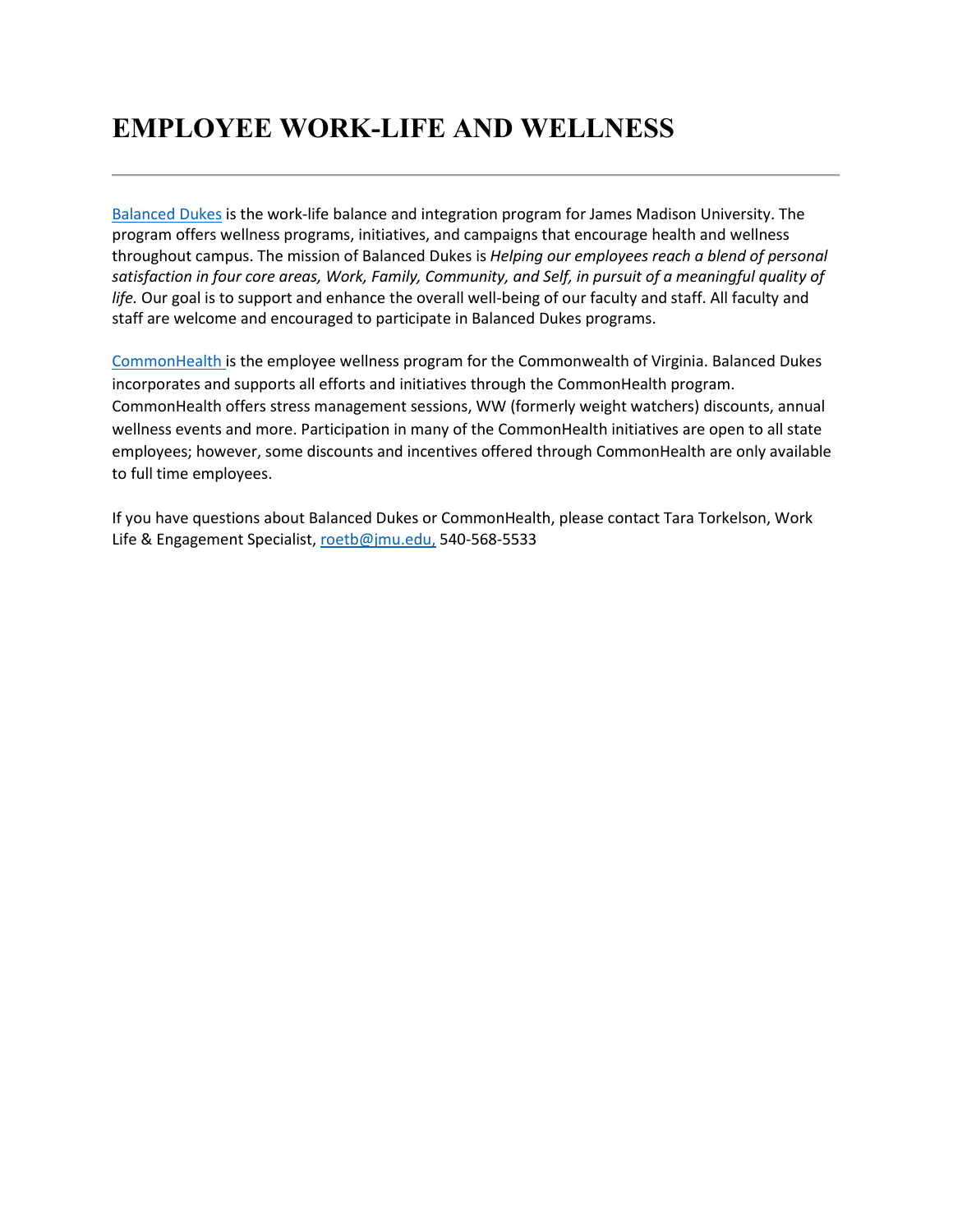# EMPLOYEE WORK-LIFE AND WELLNESS

---

Balanced Dukes is the work-life balance and integration program for James Madison University. The program offers wellness programs, initiatives, and campaigns that encourage health and wellness throughout campus. The mission of Balanced Dukes is *Helping our employees reach a blend of personal satisfaction in four core areas, Work, Family, Community, and Self, in pursuit of a meaningful quality of life.* Our goal is to support and enhance the overall well-being of our faculty and staff. All faculty and staff are welcome and encouraged to participate in Balanced Dukes programs.

CommonHealth is the employee wellness program for the Commonwealth of Virginia. Balanced Dukes incorporates and supports all efforts and initiatives through the CommonHealth program. CommonHealth offers stress management sessions, WW (formerly weight watchers) discounts, annual wellness events and more. Participation in many of the CommonHealth initiatives are open to all state employees; however, some discounts and incentives offered through CommonHealth are only available to full time employees.

If you have questions about Balanced Dukes or CommonHealth, please contact Tara Torkelson, Work Life & Engagement Specialist, roetb@jmu.edu, 540-568-5533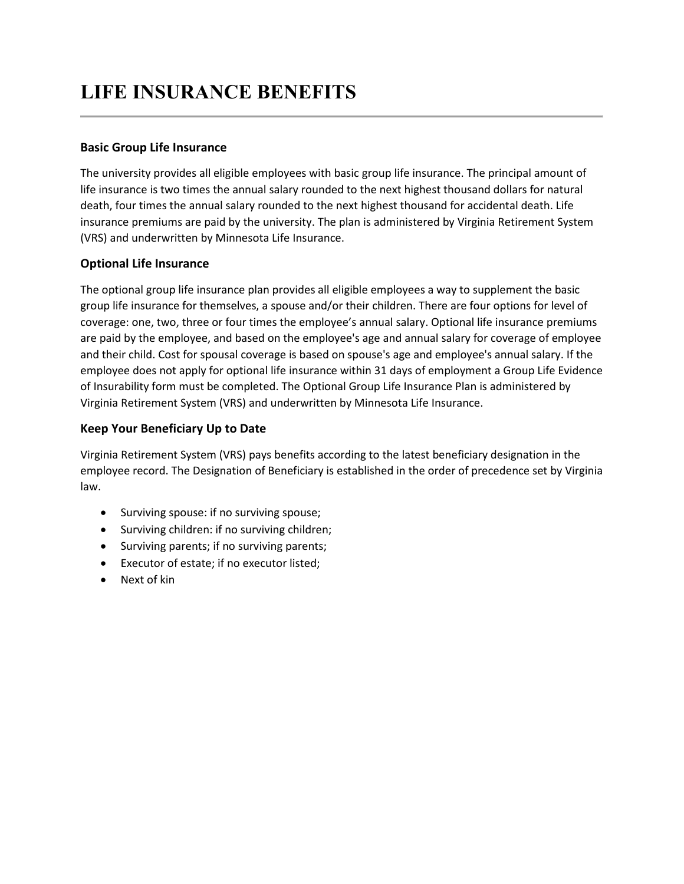# LIFE INSURANCE BENEFITS

### Basic Group Life Insurance

The university provides all eligible employees with basic group life insurance. The principal amount of life insurance is two times the annual salary rounded to the next highest thousand dollars for natural death, four times the annual salary rounded to the next highest thousand for accidental death. Life insurance premiums are paid by the university. The plan is administered by Virginia Retirement System (VRS) and underwritten by Minnesota Life Insurance.

### Optional Life Insurance

The optional group life insurance plan provides all eligible employees a way to supplement the basic group life insurance for themselves, a spouse and/or their children. There are four options for level of coverage: one, two, three or four times the employee's annual salary. Optional life insurance premiums are paid by the employee, and based on the employee's age and annual salary for coverage of employee and their child. Cost for spousal coverage is based on spouse's age and employee's annual salary. If the employee does not apply for optional life insurance within 31 days of employment a Group Life Evidence of Insurability form must be completed. The Optional Group Life Insurance Plan is administered by Virginia Retirement System (VRS) and underwritten by Minnesota Life Insurance.

### Keep Your Beneficiary Up to Date

Virginia Retirement System (VRS) pays benefits according to the latest beneficiary designation in the employee record. The Designation of Beneficiary is established in the order of precedence set by Virginia law.

- Surviving spouse: if no surviving spouse;
- Surviving children: if no surviving children;
- Surviving parents; if no surviving parents;
- Executor of estate; if no executor listed;
- Next of kin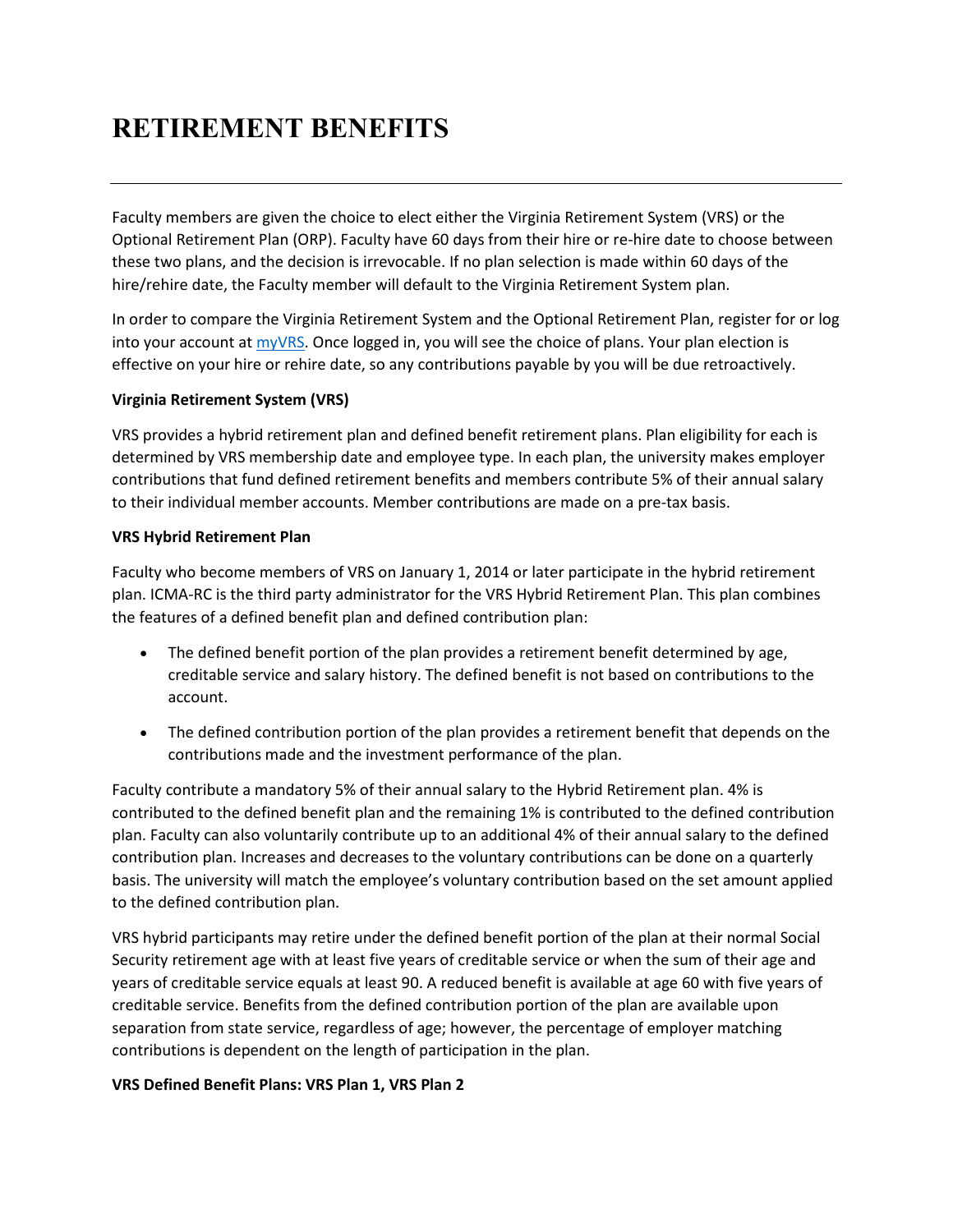# RETIREMENT BENEFITS

---

Faculty members are given the choice to elect either the Virginia Retirement System (VRS) or the Optional Retirement Plan (ORP). Faculty have 60 days from their hire or re-hire date to choose between these two plans, and the decision is irrevocable. If no plan selection is made within 60 days of the hire/rehire date, the Faculty member will default to the Virginia Retirement System plan.

In order to compare the Virginia Retirement System and the Optional Retirement Plan, register for or log into your account at myVRS. Once logged in, you will see the choice of plans. Your plan election is effective on your hire or rehire date, so any contributions payable by you will be due retroactively.

**Virginia Retirement System (VRS)**

VRS provides a hybrid retirement plan and defined benefit retirement plans. Plan eligibility for each is determined by VRS membership date and employee type. In each plan, the university makes employer contributions that fund defined retirement benefits and members contribute 5% of their annual salary to their individual member accounts. Member contributions are made on a pre-tax basis.

**VRS Hybrid Retirement Plan**

Faculty who become members of VRS on January 1, 2014 or later participate in the hybrid retirement plan. ICMA-RC is the third party administrator for the VRS Hybrid Retirement Plan. This plan combines the features of a defined benefit plan and defined contribution plan:

- The defined benefit portion of the plan provides a retirement benefit determined by age, creditable service and salary history. The defined benefit is not based on contributions to the account.
- The defined contribution portion of the plan provides a retirement benefit that depends on the contributions made and the investment performance of the plan.

Faculty contribute a mandatory 5% of their annual salary to the Hybrid Retirement plan. 4% is contributed to the defined benefit plan and the remaining 1% is contributed to the defined contribution plan. Faculty can also voluntarily contribute up to an additional 4% of their annual salary to the defined contribution plan. Increases and decreases to the voluntary contributions can be done on a quarterly basis. The university will match the employee's voluntary contribution based on the set amount applied to the defined contribution plan.

VRS hybrid participants may retire under the defined benefit portion of the plan at their normal Social Security retirement age with at least five years of creditable service or when the sum of their age and years of creditable service equals at least 90. A reduced benefit is available at age 60 with five years of creditable service. Benefits from the defined contribution portion of the plan are available upon separation from state service, regardless of age; however, the percentage of employer matching contributions is dependent on the length of participation in the plan.

**VRS Defined Benefit Plans: VRS Plan 1, VRS Plan 2**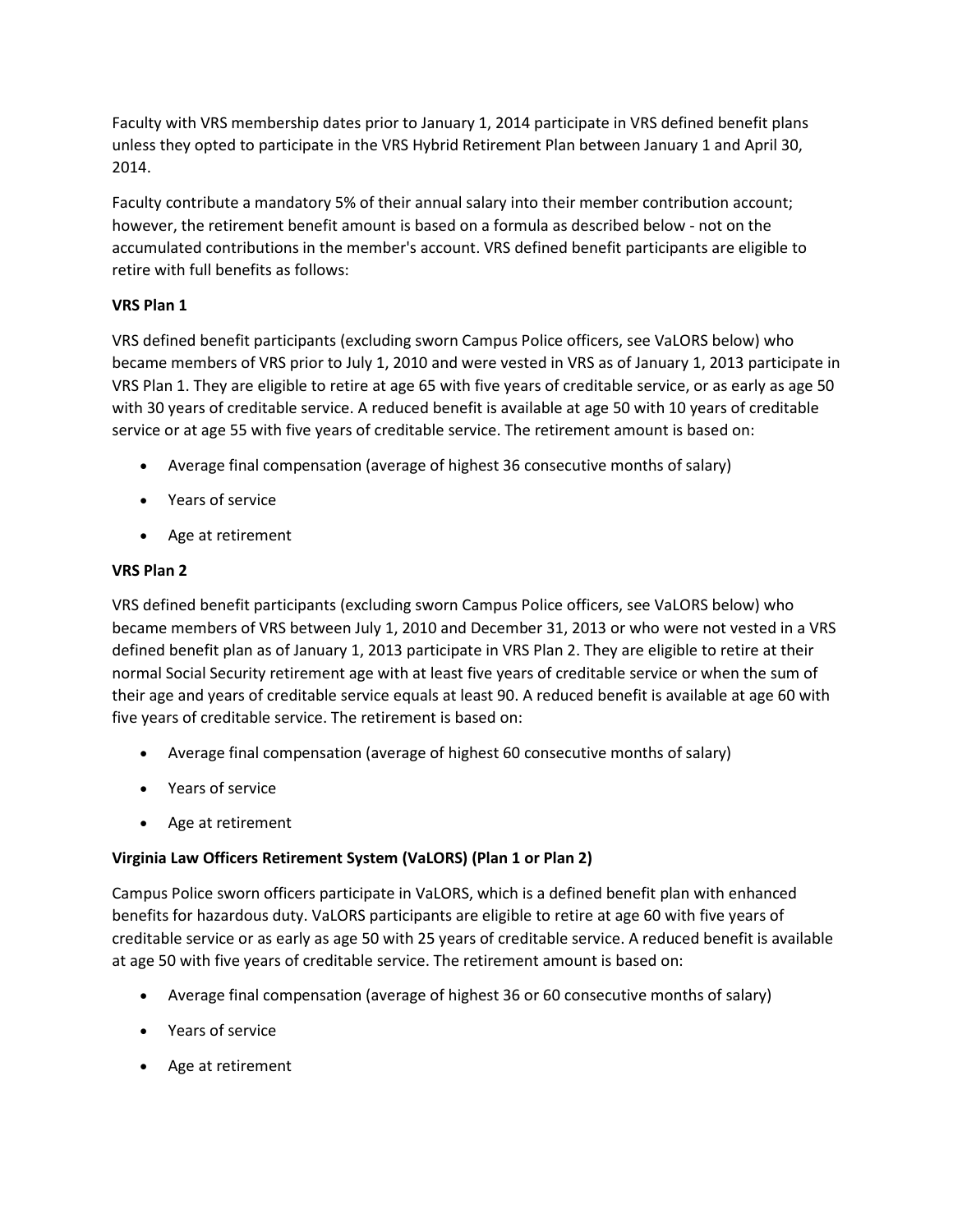Faculty with VRS membership dates prior to January 1, 2014 participate in VRS defined benefit plans unless they opted to participate in the VRS Hybrid Retirement Plan between January 1 and April 30, 2014.

Faculty contribute a mandatory 5% of their annual salary into their member contribution account; however, the retirement benefit amount is based on a formula as described below - not on the accumulated contributions in the member's account. VRS defined benefit participants are eligible to retire with full benefits as follows:

**VRS Plan 1**

VRS defined benefit participants (excluding sworn Campus Police officers, see VaLORS below) who became members of VRS prior to July 1, 2010 and were vested in VRS as of January 1, 2013 participate in VRS Plan 1. They are eligible to retire at age 65 with five years of creditable service, or as early as age 50 with 30 years of creditable service. A reduced benefit is available at age 50 with 10 years of creditable service or at age 55 with five years of creditable service. The retirement amount is based on:

- Average final compensation (average of highest 36 consecutive months of salary)
- Years of service
- Age at retirement

**VRS Plan 2**

VRS defined benefit participants (excluding sworn Campus Police officers, see VaLORS below) who became members of VRS between July 1, 2010 and December 31, 2013 or who were not vested in a VRS defined benefit plan as of January 1, 2013 participate in VRS Plan 2. They are eligible to retire at their normal Social Security retirement age with at least five years of creditable service or when the sum of their age and years of creditable service equals at least 90. A reduced benefit is available at age 60 with five years of creditable service. The retirement is based on:

- Average final compensation (average of highest 60 consecutive months of salary)
- Years of service
- Age at retirement

**Virginia Law Officers Retirement System (VaLORS) (Plan 1 or Plan 2)**

Campus Police sworn officers participate in VaLORS, which is a defined benefit plan with enhanced benefits for hazardous duty. VaLORS participants are eligible to retire at age 60 with five years of creditable service or as early as age 50 with 25 years of creditable service. A reduced benefit is available at age 50 with five years of creditable service. The retirement amount is based on:

- Average final compensation (average of highest 36 or 60 consecutive months of salary)
- Years of service
- Age at retirement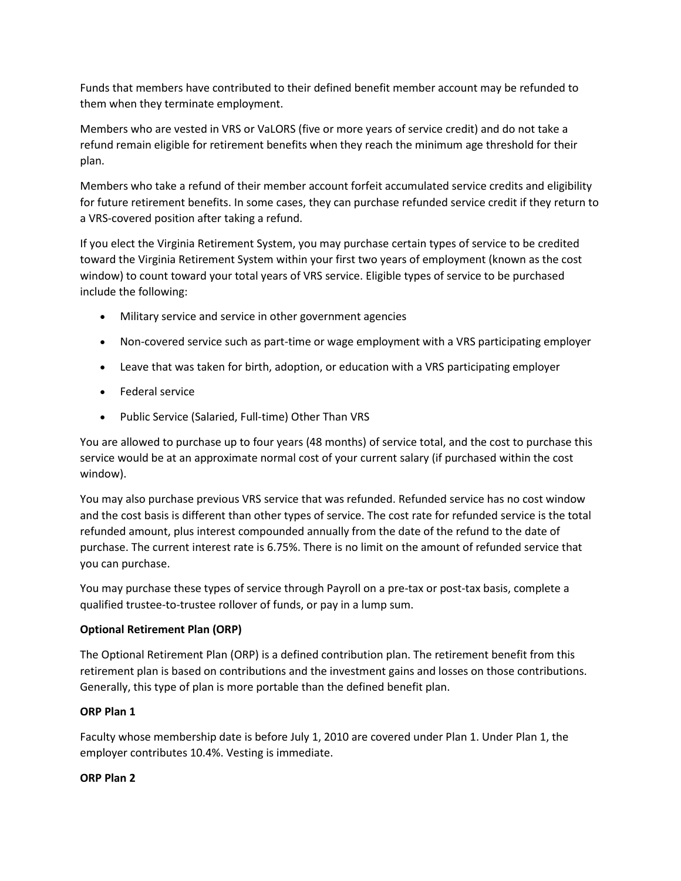Funds that members have contributed to their defined benefit member account may be refunded to them when they terminate employment.

Members who are vested in VRS or VaLORS (five or more years of service credit) and do not take a refund remain eligible for retirement benefits when they reach the minimum age threshold for their plan.

Members who take a refund of their member account forfeit accumulated service credits and eligibility for future retirement benefits. In some cases, they can purchase refunded service credit if they return to a VRS-covered position after taking a refund.

If you elect the Virginia Retirement System, you may purchase certain types of service to be credited toward the Virginia Retirement System within your first two years of employment (known as the cost window) to count toward your total years of VRS service. Eligible types of service to be purchased include the following:

- Military service and service in other government agencies
- Non-covered service such as part-time or wage employment with a VRS participating employer
- Leave that was taken for birth, adoption, or education with a VRS participating employer
- Federal service
- Public Service (Salaried, Full-time) Other Than VRS

You are allowed to purchase up to four years (48 months) of service total, and the cost to purchase this service would be at an approximate normal cost of your current salary (if purchased within the cost window).

You may also purchase previous VRS service that was refunded. Refunded service has no cost window and the cost basis is different than other types of service. The cost rate for refunded service is the total refunded amount, plus interest compounded annually from the date of the refund to the date of purchase. The current interest rate is 6.75%. There is no limit on the amount of refunded service that you can purchase.

You may purchase these types of service through Payroll on a pre-tax or post-tax basis, complete a qualified trustee-to-trustee rollover of funds, or pay in a lump sum.

**Optional Retirement Plan (ORP)**

The Optional Retirement Plan (ORP) is a defined contribution plan. The retirement benefit from this retirement plan is based on contributions and the investment gains and losses on those contributions. Generally, this type of plan is more portable than the defined benefit plan.

**ORP Plan 1**

Faculty whose membership date is before July 1, 2010 are covered under Plan 1. Under Plan 1, the employer contributes 10.4%. Vesting is immediate.

**ORP Plan 2**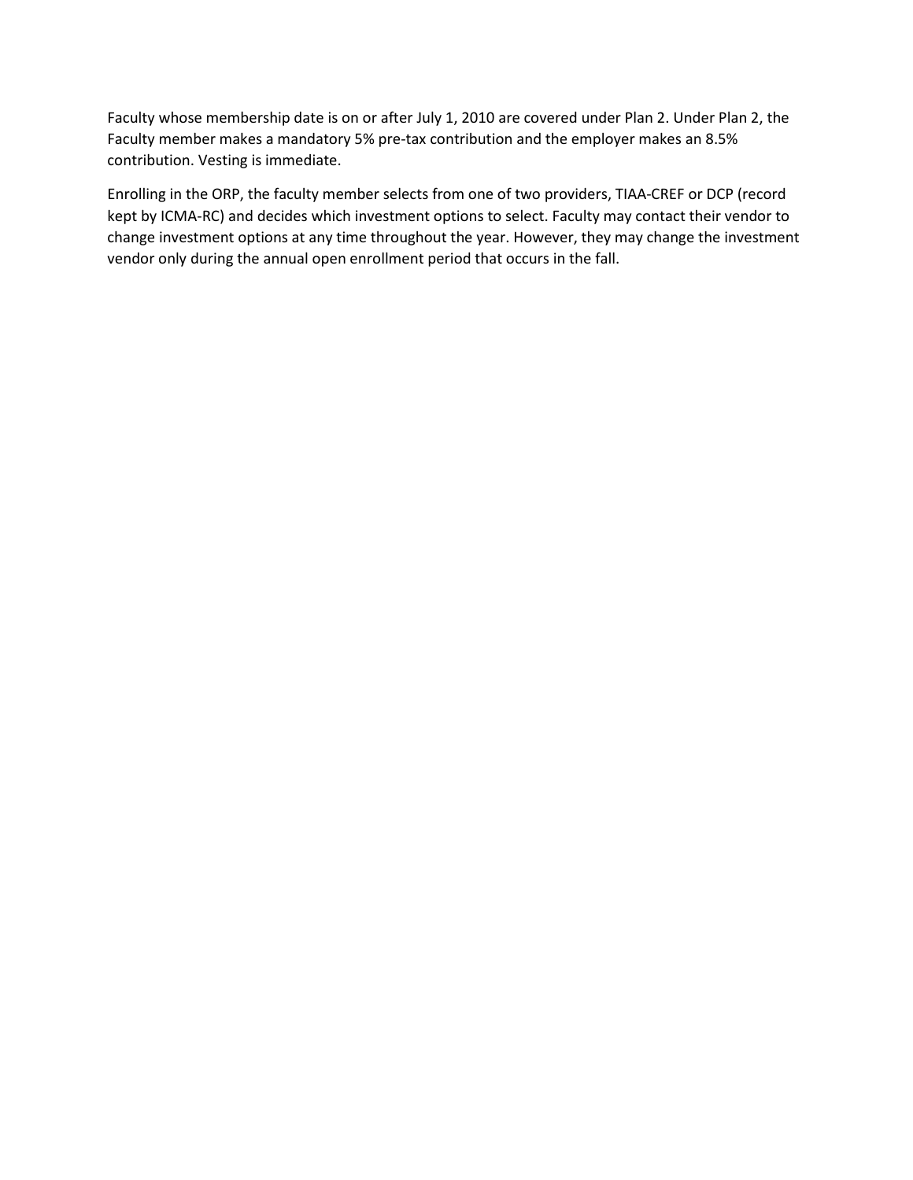Faculty whose membership date is on or after July 1, 2010 are covered under Plan 2. Under Plan 2, the Faculty member makes a mandatory 5% pre-tax contribution and the employer makes an 8.5% contribution. Vesting is immediate.

Enrolling in the ORP, the faculty member selects from one of two providers, TIAA-CREF or DCP (record kept by ICMA-RC) and decides which investment options to select. Faculty may contact their vendor to change investment options at any time throughout the year. However, they may change the investment vendor only during the annual open enrollment period that occurs in the fall.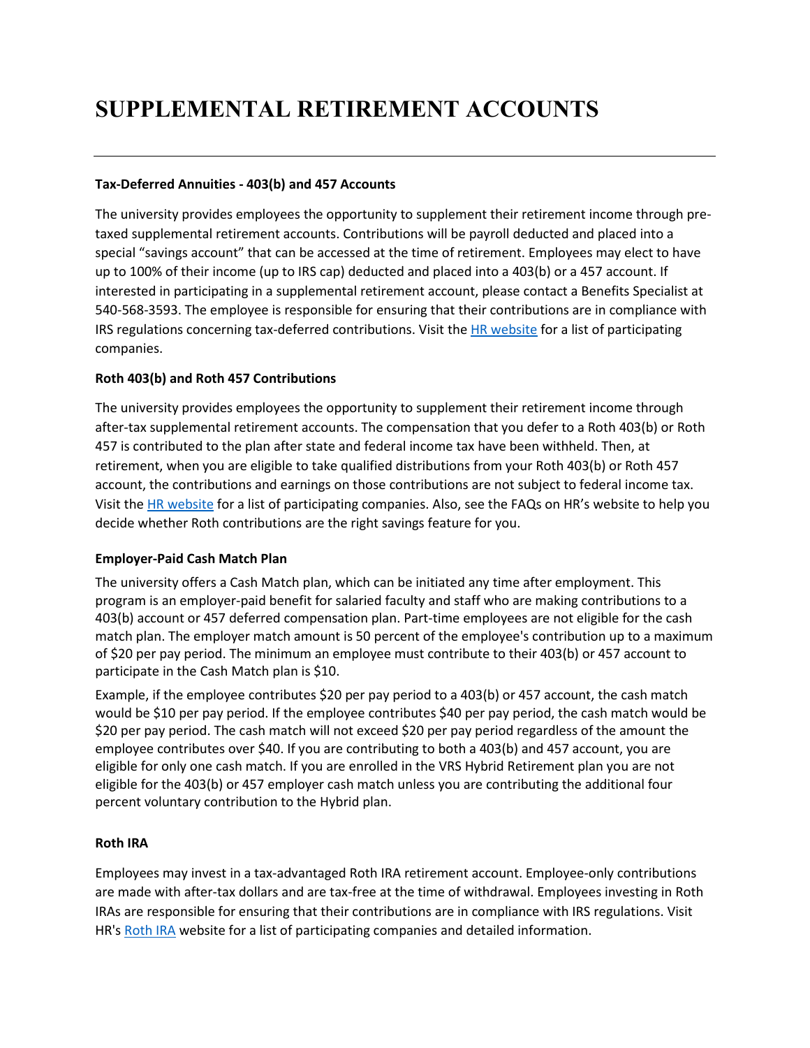# SUPPLEMENTAL RETIREMENT ACCOUNTS

---

**Tax-Deferred Annuities - 403(b) and 457 Accounts**

The university provides employees the opportunity to supplement their retirement income through pre-taxed supplemental retirement accounts. Contributions will be payroll deducted and placed into a special "savings account" that can be accessed at the time of retirement. Employees may elect to have up to 100% of their income (up to IRS cap) deducted and placed into a 403(b) or a 457 account. If interested in participating in a supplemental retirement account, please contact a Benefits Specialist at 540-568-3593. The employee is responsible for ensuring that their contributions are in compliance with IRS regulations concerning tax-deferred contributions. Visit the HR website for a list of participating companies.

**Roth 403(b) and Roth 457 Contributions**

The university provides employees the opportunity to supplement their retirement income through after-tax supplemental retirement accounts. The compensation that you defer to a Roth 403(b) or Roth 457 is contributed to the plan after state and federal income tax have been withheld. Then, at retirement, when you are eligible to take qualified distributions from your Roth 403(b) or Roth 457 account, the contributions and earnings on those contributions are not subject to federal income tax. Visit the HR website for a list of participating companies. Also, see the FAQs on HR's website to help you decide whether Roth contributions are the right savings feature for you.

**Employer-Paid Cash Match Plan**

The university offers a Cash Match plan, which can be initiated any time after employment. This program is an employer-paid benefit for salaried faculty and staff who are making contributions to a 403(b) account or 457 deferred compensation plan. Part-time employees are not eligible for the cash match plan. The employer match amount is 50 percent of the employee's contribution up to a maximum of $20 per pay period. The minimum an employee must contribute to their 403(b) or 457 account to participate in the Cash Match plan is $10.

Example, if the employee contributes $20 per pay period to a 403(b) or 457 account, the cash match would be $10 per pay period. If the employee contributes $40 per pay period, the cash match would be $20 per pay period. The cash match will not exceed $20 per pay period regardless of the amount the employee contributes over $40. If you are contributing to both a 403(b) and 457 account, you are eligible for only one cash match. If you are enrolled in the VRS Hybrid Retirement plan you are not eligible for the 403(b) or 457 employer cash match unless you are contributing the additional four percent voluntary contribution to the Hybrid plan.

**Roth IRA**

Employees may invest in a tax-advantaged Roth IRA retirement account. Employee-only contributions are made with after-tax dollars and are tax-free at the time of withdrawal. Employees investing in Roth IRAs are responsible for ensuring that their contributions are in compliance with IRS regulations. Visit HR's Roth IRA website for a list of participating companies and detailed information.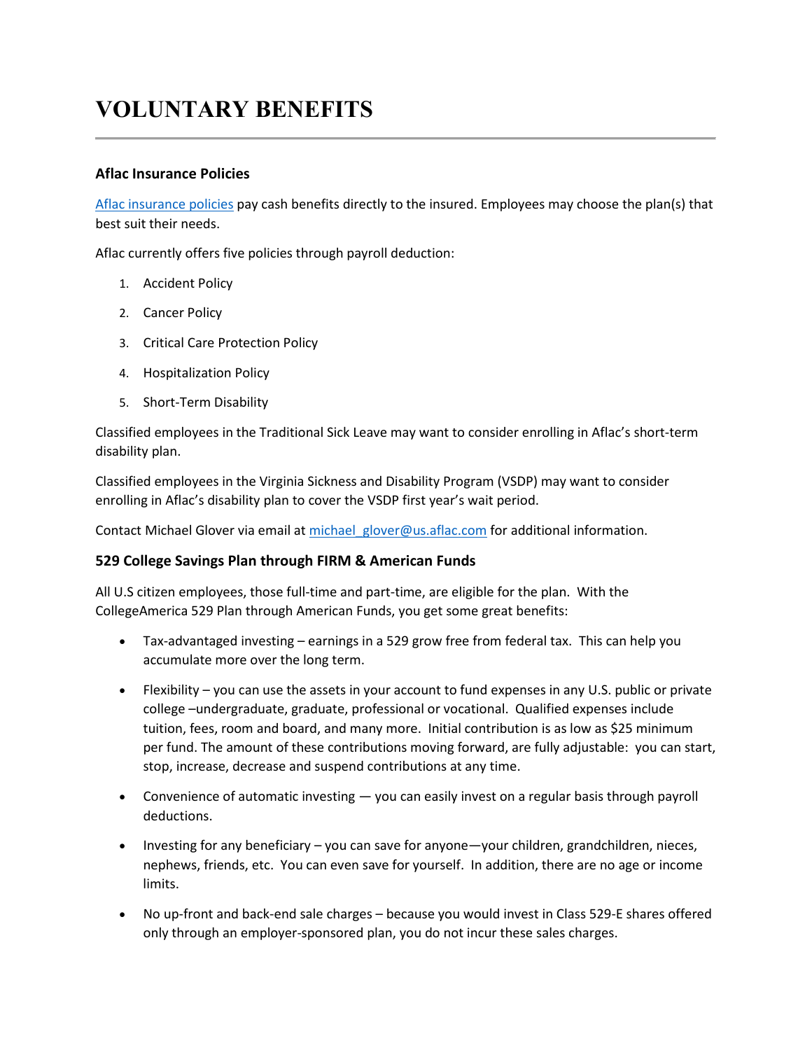# VOLUNTARY BENEFITS

### Aflac Insurance Policies

Aflac insurance policies pay cash benefits directly to the insured. Employees may choose the plan(s) that best suit their needs.

Aflac currently offers five policies through payroll deduction:

1. Accident Policy
2. Cancer Policy
3. Critical Care Protection Policy
4. Hospitalization Policy
5. Short-Term Disability

Classified employees in the Traditional Sick Leave may want to consider enrolling in Aflac's short-term disability plan.

Classified employees in the Virginia Sickness and Disability Program (VSDP) may want to consider enrolling in Aflac's disability plan to cover the VSDP first year's wait period.

Contact Michael Glover via email at michael_glover@us.aflac.com for additional information.

### 529 College Savings Plan through FIRM & American Funds

All U.S citizen employees, those full-time and part-time, are eligible for the plan. With the CollegeAmerica 529 Plan through American Funds, you get some great benefits:

- Tax-advantaged investing – earnings in a 529 grow free from federal tax. This can help you accumulate more over the long term.
- Flexibility – you can use the assets in your account to fund expenses in any U.S. public or private college –undergraduate, graduate, professional or vocational. Qualified expenses include tuition, fees, room and board, and many more. Initial contribution is as low as $25 minimum per fund. The amount of these contributions moving forward, are fully adjustable: you can start, stop, increase, decrease and suspend contributions at any time.
- Convenience of automatic investing — you can easily invest on a regular basis through payroll deductions.
- Investing for any beneficiary – you can save for anyone—your children, grandchildren, nieces, nephews, friends, etc. You can even save for yourself. In addition, there are no age or income limits.
- No up-front and back-end sale charges – because you would invest in Class 529-E shares offered only through an employer-sponsored plan, you do not incur these sales charges.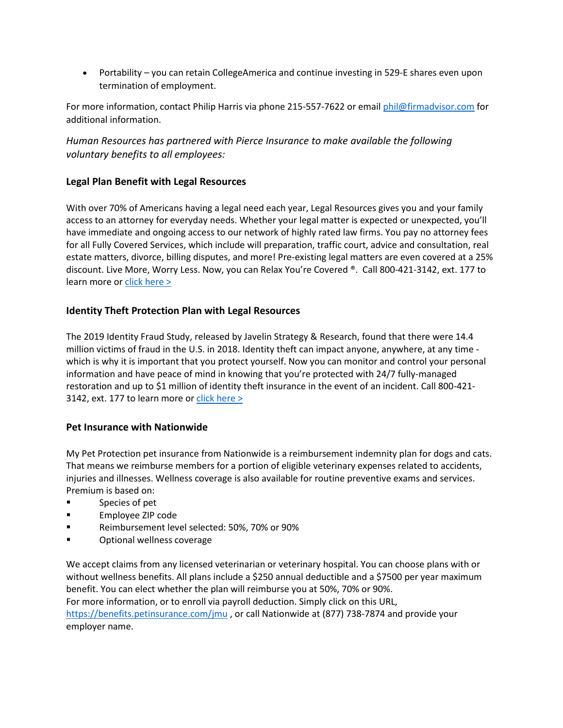- Portability – you can retain CollegeAmerica and continue investing in 529-E shares even upon termination of employment.

For more information, contact Philip Harris via phone 215-557-7622 or email [phil@firmadvisor.com](mailto:phil@firmadvisor.com) for additional information.

*Human Resources has partnered with Pierce Insurance to make available the following voluntary benefits to all employees:*

### Legal Plan Benefit with Legal Resources

With over 70% of Americans having a legal need each year, Legal Resources gives you and your family access to an attorney for everyday needs. Whether your legal matter is expected or unexpected, you'll have immediate and ongoing access to our network of highly rated law firms. You pay no attorney fees for all Fully Covered Services, which include will preparation, traffic court, advice and consultation, real estate matters, divorce, billing disputes, and more! Pre-existing legal matters are even covered at a 25% discount. Live More, Worry Less. Now, you can Relax You're Covered ®. Call 800-421-3142, ext. 177 to learn more or click here >

### Identity Theft Protection Plan with Legal Resources

The 2019 Identity Fraud Study, released by Javelin Strategy & Research, found that there were 14.4 million victims of fraud in the U.S. in 2018. Identity theft can impact anyone, anywhere, at any time - which is why it is important that you protect yourself. Now you can monitor and control your personal information and have peace of mind in knowing that you're protected with 24/7 fully-managed restoration and up to $1 million of identity theft insurance in the event of an incident. Call 800-421-3142, ext. 177 to learn more or click here >

### Pet Insurance with Nationwide

My Pet Protection pet insurance from Nationwide is a reimbursement indemnity plan for dogs and cats. That means we reimburse members for a portion of eligible veterinary expenses related to accidents, injuries and illnesses. Wellness coverage is also available for routine preventive exams and services. Premium is based on:

- Species of pet
- Employee ZIP code
- Reimbursement level selected: 50%, 70% or 90%
- Optional wellness coverage

We accept claims from any licensed veterinarian or veterinary hospital. You can choose plans with or without wellness benefits. All plans include a $250 annual deductible and a $7500 per year maximum benefit. You can elect whether the plan will reimburse you at 50%, 70% or 90%.
For more information, or to enroll via payroll deduction. Simply click on this URL, [https://benefits.petinsurance.com/jmu](https://benefits.petinsurance.com/jmu) , or call Nationwide at (877) 738-7874 and provide your employer name.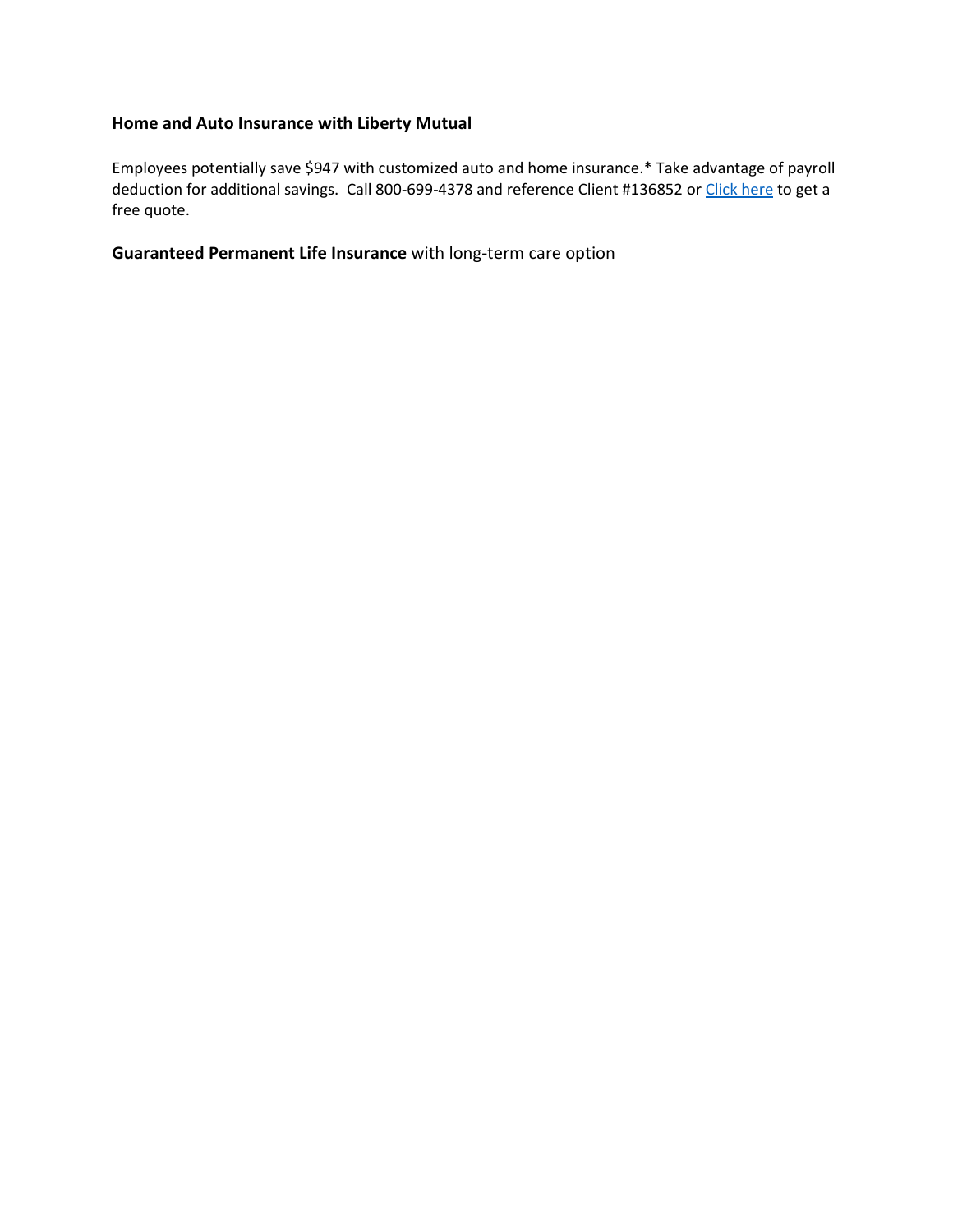**Home and Auto Insurance with Liberty Mutual**

Employees potentially save $947 with customized auto and home insurance.* Take advantage of payroll deduction for additional savings. Call 800-699-4378 and reference Client #136852 or Click here to get a free quote.

**Guaranteed Permanent Life Insurance** with long-term care option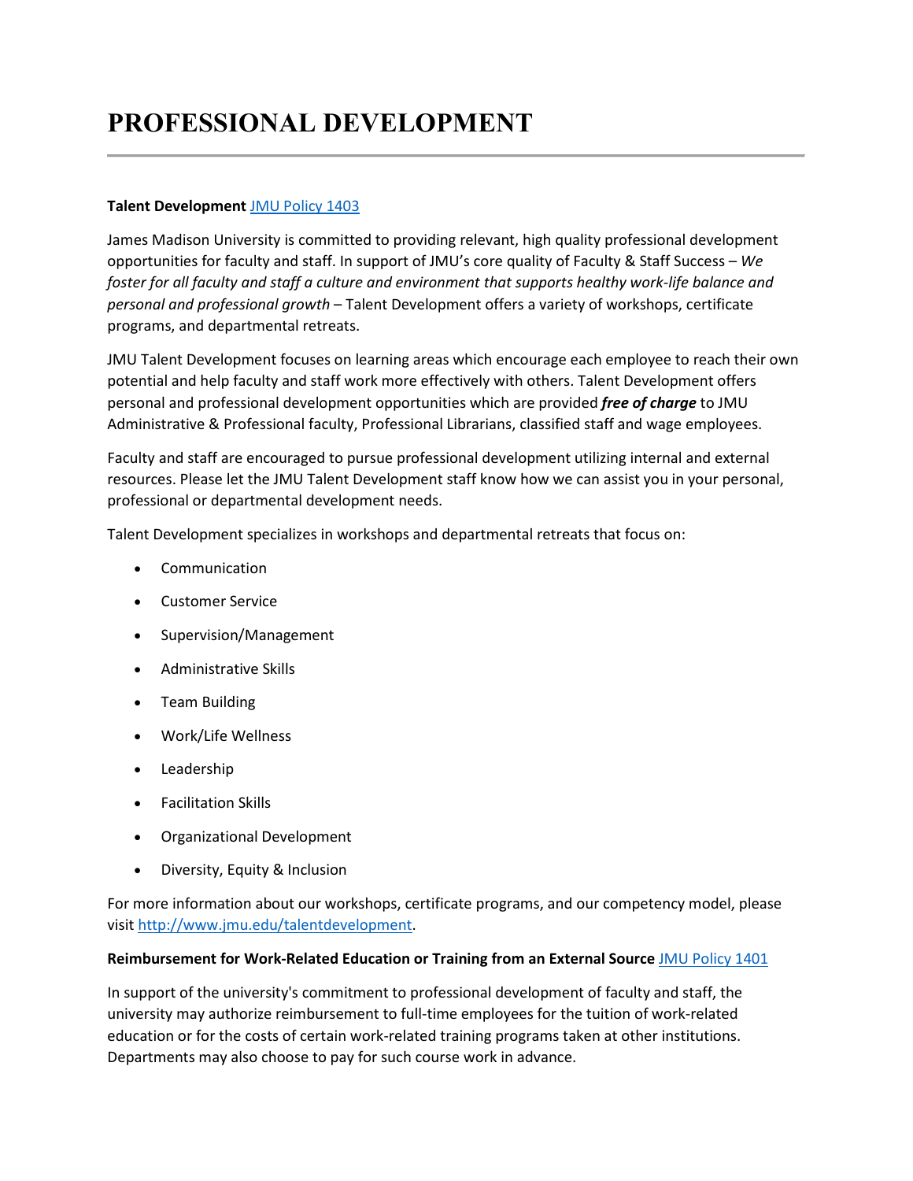# PROFESSIONAL DEVELOPMENT

**Talent Development** [JMU Policy 1403](JMU Policy 1403)

James Madison University is committed to providing relevant, high quality professional development opportunities for faculty and staff. In support of JMU's core quality of Faculty & Staff Success – *We foster for all faculty and staff a culture and environment that supports healthy work-life balance and personal and professional growth* – Talent Development offers a variety of workshops, certificate programs, and departmental retreats.

JMU Talent Development focuses on learning areas which encourage each employee to reach their own potential and help faculty and staff work more effectively with others. Talent Development offers personal and professional development opportunities which are provided ***free of charge*** to JMU Administrative & Professional faculty, Professional Librarians, classified staff and wage employees.

Faculty and staff are encouraged to pursue professional development utilizing internal and external resources. Please let the JMU Talent Development staff know how we can assist you in your personal, professional or departmental development needs.

Talent Development specializes in workshops and departmental retreats that focus on:

- Communication
- Customer Service
- Supervision/Management
- Administrative Skills
- Team Building
- Work/Life Wellness
- Leadership
- Facilitation Skills
- Organizational Development
- Diversity, Equity & Inclusion

For more information about our workshops, certificate programs, and our competency model, please visit [http://www.jmu.edu/talentdevelopment](http://www.jmu.edu/talentdevelopment).

**Reimbursement for Work-Related Education or Training from an External Source** [JMU Policy 1401](JMU Policy 1401)

In support of the university's commitment to professional development of faculty and staff, the university may authorize reimbursement to full-time employees for the tuition of work-related education or for the costs of certain work-related training programs taken at other institutions. Departments may also choose to pay for such course work in advance.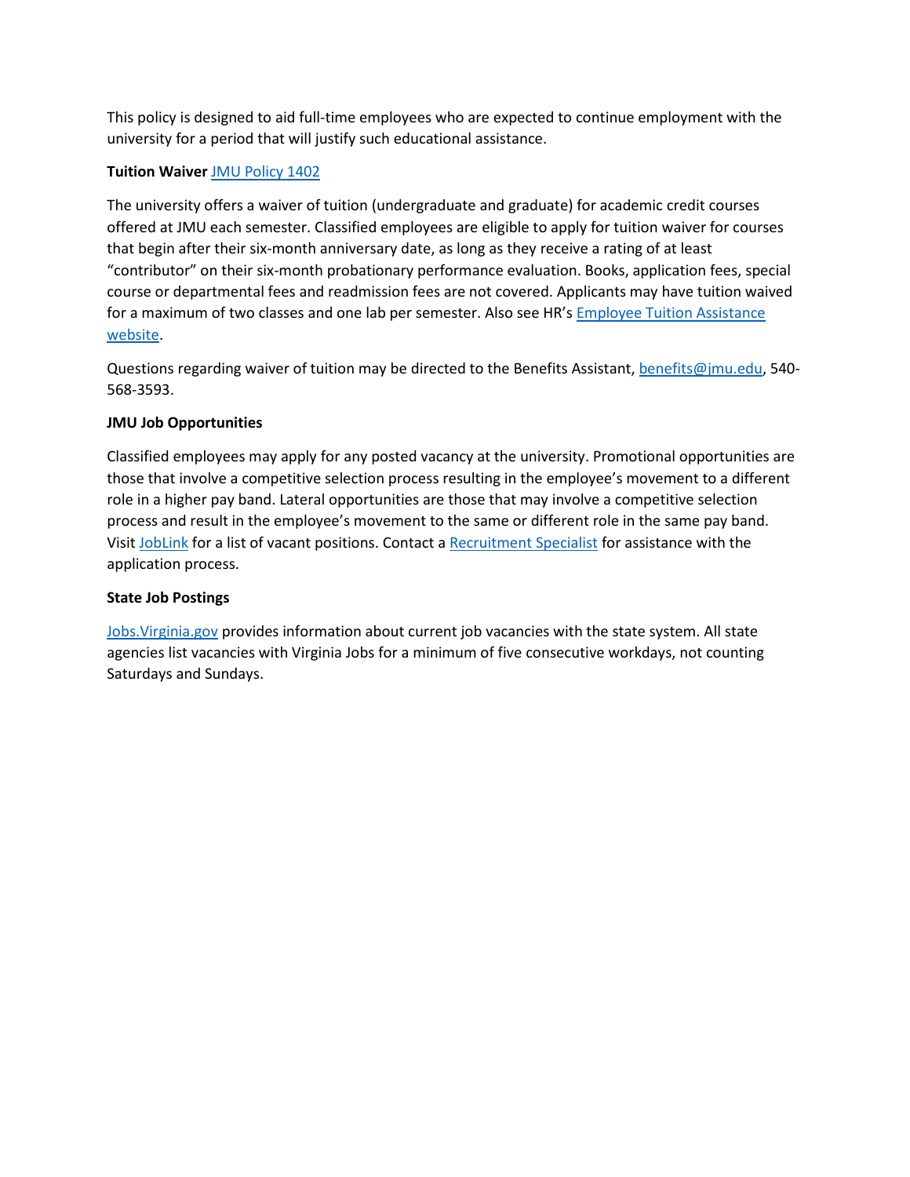This policy is designed to aid full-time employees who are expected to continue employment with the university for a period that will justify such educational assistance.

**Tuition Waiver** JMU Policy 1402

The university offers a waiver of tuition (undergraduate and graduate) for academic credit courses offered at JMU each semester. Classified employees are eligible to apply for tuition waiver for courses that begin after their six-month anniversary date, as long as they receive a rating of at least "contributor" on their six-month probationary performance evaluation. Books, application fees, special course or departmental fees and readmission fees are not covered. Applicants may have tuition waived for a maximum of two classes and one lab per semester. Also see HR's Employee Tuition Assistance website.

Questions regarding waiver of tuition may be directed to the Benefits Assistant, benefits@jmu.edu, 540-568-3593.

**JMU Job Opportunities**

Classified employees may apply for any posted vacancy at the university. Promotional opportunities are those that involve a competitive selection process resulting in the employee's movement to a different role in a higher pay band. Lateral opportunities are those that may involve a competitive selection process and result in the employee's movement to the same or different role in the same pay band. Visit JobLink for a list of vacant positions. Contact a Recruitment Specialist for assistance with the application process.

**State Job Postings**

Jobs.Virginia.gov provides information about current job vacancies with the state system. All state agencies list vacancies with Virginia Jobs for a minimum of five consecutive workdays, not counting Saturdays and Sundays.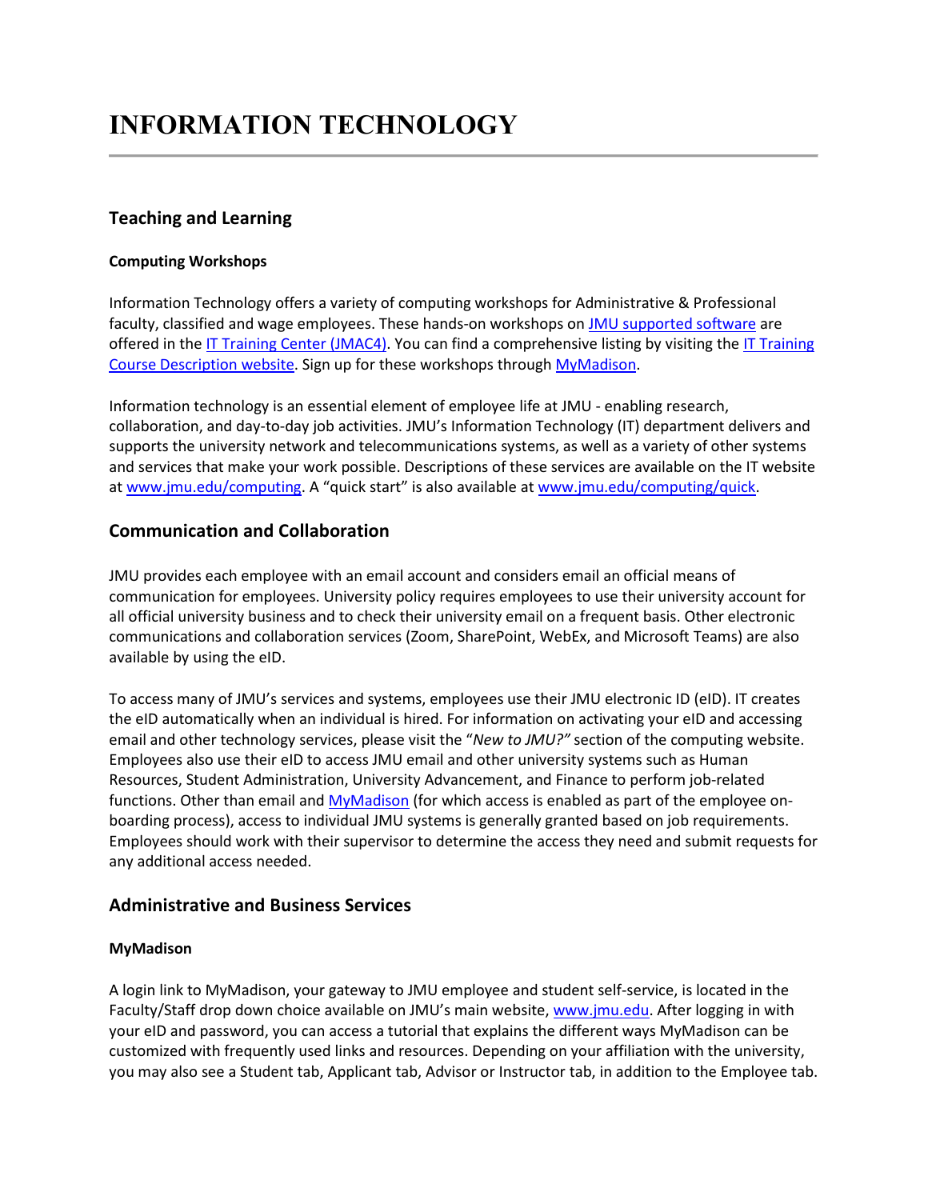# INFORMATION TECHNOLOGY

## Teaching and Learning

### Computing Workshops

Information Technology offers a variety of computing workshops for Administrative & Professional faculty, classified and wage employees. These hands-on workshops on JMU supported software are offered in the IT Training Center (JMAC4). You can find a comprehensive listing by visiting the IT Training Course Description website. Sign up for these workshops through MyMadison.

Information technology is an essential element of employee life at JMU - enabling research, collaboration, and day-to-day job activities. JMU's Information Technology (IT) department delivers and supports the university network and telecommunications systems, as well as a variety of other systems and services that make your work possible. Descriptions of these services are available on the IT website at www.jmu.edu/computing. A "quick start" is also available at www.jmu.edu/computing/quick.

## Communication and Collaboration

JMU provides each employee with an email account and considers email an official means of communication for employees. University policy requires employees to use their university account for all official university business and to check their university email on a frequent basis. Other electronic communications and collaboration services (Zoom, SharePoint, WebEx, and Microsoft Teams) are also available by using the eID.

To access many of JMU's services and systems, employees use their JMU electronic ID (eID). IT creates the eID automatically when an individual is hired. For information on activating your eID and accessing email and other technology services, please visit the "*New to JMU?"* section of the computing website. Employees also use their eID to access JMU email and other university systems such as Human Resources, Student Administration, University Advancement, and Finance to perform job-related functions. Other than email and MyMadison (for which access is enabled as part of the employee on-boarding process), access to individual JMU systems is generally granted based on job requirements. Employees should work with their supervisor to determine the access they need and submit requests for any additional access needed.

## Administrative and Business Services

### MyMadison

A login link to MyMadison, your gateway to JMU employee and student self-service, is located in the Faculty/Staff drop down choice available on JMU's main website, www.jmu.edu. After logging in with your eID and password, you can access a tutorial that explains the different ways MyMadison can be customized with frequently used links and resources. Depending on your affiliation with the university, you may also see a Student tab, Applicant tab, Advisor or Instructor tab, in addition to the Employee tab.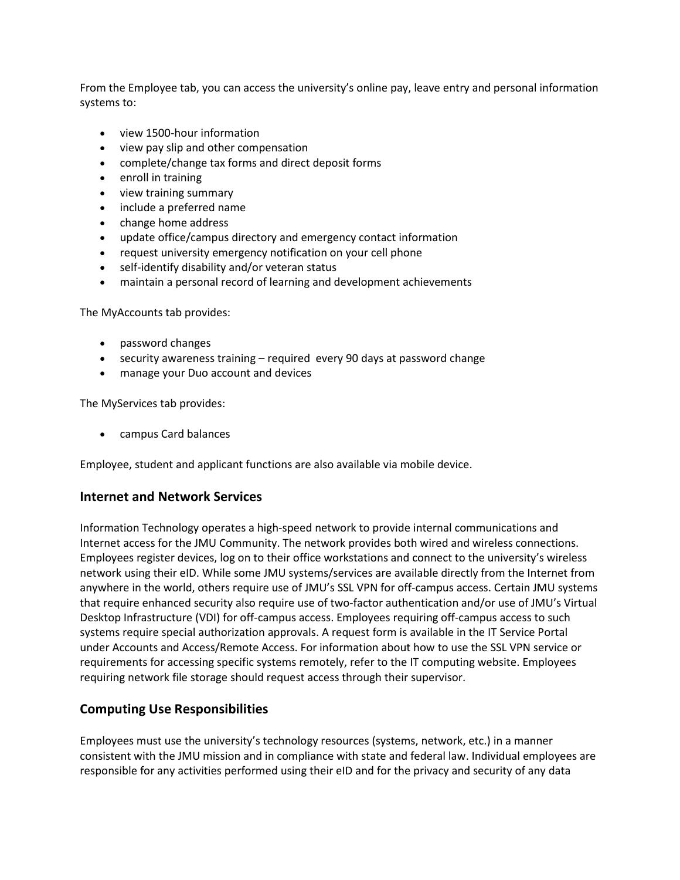From the Employee tab, you can access the university's online pay, leave entry and personal information systems to:

- view 1500-hour information
- view pay slip and other compensation
- complete/change tax forms and direct deposit forms
- enroll in training
- view training summary
- include a preferred name
- change home address
- update office/campus directory and emergency contact information
- request university emergency notification on your cell phone
- self-identify disability and/or veteran status
- maintain a personal record of learning and development achievements

The MyAccounts tab provides:

- password changes
- security awareness training – required every 90 days at password change
- manage your Duo account and devices

The MyServices tab provides:

- campus Card balances

Employee, student and applicant functions are also available via mobile device.

## Internet and Network Services

Information Technology operates a high-speed network to provide internal communications and Internet access for the JMU Community. The network provides both wired and wireless connections. Employees register devices, log on to their office workstations and connect to the university's wireless network using their eID. While some JMU systems/services are available directly from the Internet from anywhere in the world, others require use of JMU's SSL VPN for off-campus access. Certain JMU systems that require enhanced security also require use of two-factor authentication and/or use of JMU's Virtual Desktop Infrastructure (VDI) for off-campus access. Employees requiring off-campus access to such systems require special authorization approvals. A request form is available in the IT Service Portal under Accounts and Access/Remote Access. For information about how to use the SSL VPN service or requirements for accessing specific systems remotely, refer to the IT computing website. Employees requiring network file storage should request access through their supervisor.

## Computing Use Responsibilities

Employees must use the university's technology resources (systems, network, etc.) in a manner consistent with the JMU mission and in compliance with state and federal law. Individual employees are responsible for any activities performed using their eID and for the privacy and security of any data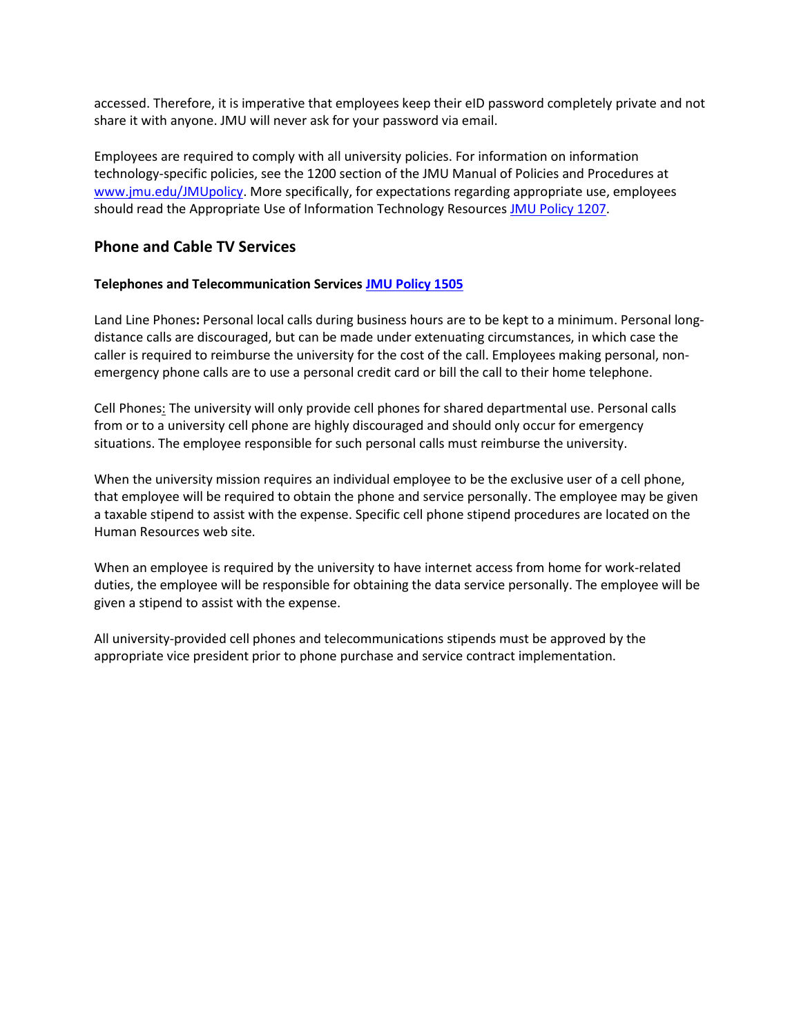accessed. Therefore, it is imperative that employees keep their eID password completely private and not share it with anyone. JMU will never ask for your password via email.

Employees are required to comply with all university policies. For information on information technology-specific policies, see the 1200 section of the JMU Manual of Policies and Procedures at www.jmu.edu/JMUpolicy. More specifically, for expectations regarding appropriate use, employees should read the Appropriate Use of Information Technology Resources JMU Policy 1207.

## Phone and Cable TV Services

**Telephones and Telecommunication Services JMU Policy 1505**

Land Line Phones**:** Personal local calls during business hours are to be kept to a minimum. Personal long-distance calls are discouraged, but can be made under extenuating circumstances, in which case the caller is required to reimburse the university for the cost of the call. Employees making personal, non-emergency phone calls are to use a personal credit card or bill the call to their home telephone.

Cell Phones: The university will only provide cell phones for shared departmental use. Personal calls from or to a university cell phone are highly discouraged and should only occur for emergency situations. The employee responsible for such personal calls must reimburse the university.

When the university mission requires an individual employee to be the exclusive user of a cell phone, that employee will be required to obtain the phone and service personally. The employee may be given a taxable stipend to assist with the expense. Specific cell phone stipend procedures are located on the Human Resources web site.

When an employee is required by the university to have internet access from home for work-related duties, the employee will be responsible for obtaining the data service personally. The employee will be given a stipend to assist with the expense.

All university-provided cell phones and telecommunications stipends must be approved by the appropriate vice president prior to phone purchase and service contract implementation.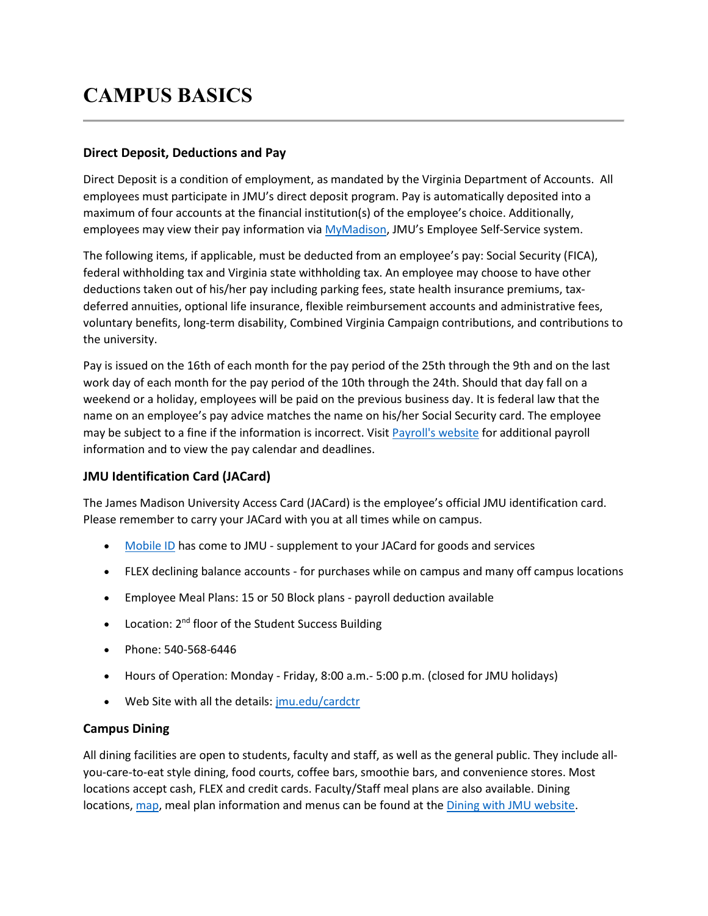# CAMPUS BASICS

### Direct Deposit, Deductions and Pay

Direct Deposit is a condition of employment, as mandated by the Virginia Department of Accounts. All employees must participate in JMU's direct deposit program. Pay is automatically deposited into a maximum of four accounts at the financial institution(s) of the employee's choice. Additionally, employees may view their pay information via [MyMadison](), JMU's Employee Self-Service system.

The following items, if applicable, must be deducted from an employee's pay: Social Security (FICA), federal withholding tax and Virginia state withholding tax. An employee may choose to have other deductions taken out of his/her pay including parking fees, state health insurance premiums, tax-deferred annuities, optional life insurance, flexible reimbursement accounts and administrative fees, voluntary benefits, long-term disability, Combined Virginia Campaign contributions, and contributions to the university.

Pay is issued on the 16th of each month for the pay period of the 25th through the 9th and on the last work day of each month for the pay period of the 10th through the 24th. Should that day fall on a weekend or a holiday, employees will be paid on the previous business day. It is federal law that the name on an employee's pay advice matches the name on his/her Social Security card. The employee may be subject to a fine if the information is incorrect. Visit [Payroll's website]() for additional payroll information and to view the pay calendar and deadlines.

### JMU Identification Card (JACard)

The James Madison University Access Card (JACard) is the employee's official JMU identification card. Please remember to carry your JACard with you at all times while on campus.

- [Mobile ID]() has come to JMU - supplement to your JACard for goods and services
- FLEX declining balance accounts - for purchases while on campus and many off campus locations
- Employee Meal Plans: 15 or 50 Block plans - payroll deduction available
- Location: 2nd floor of the Student Success Building
- Phone: 540-568-6446
- Hours of Operation: Monday - Friday, 8:00 a.m.- 5:00 p.m. (closed for JMU holidays)
- Web Site with all the details: [jmu.edu/cardctr]()

### Campus Dining

All dining facilities are open to students, faculty and staff, as well as the general public. They include all-you-care-to-eat style dining, food courts, coffee bars, smoothie bars, and convenience stores. Most locations accept cash, FLEX and credit cards. Faculty/Staff meal plans are also available. Dining locations, [map](), meal plan information and menus can be found at the [Dining with JMU website]().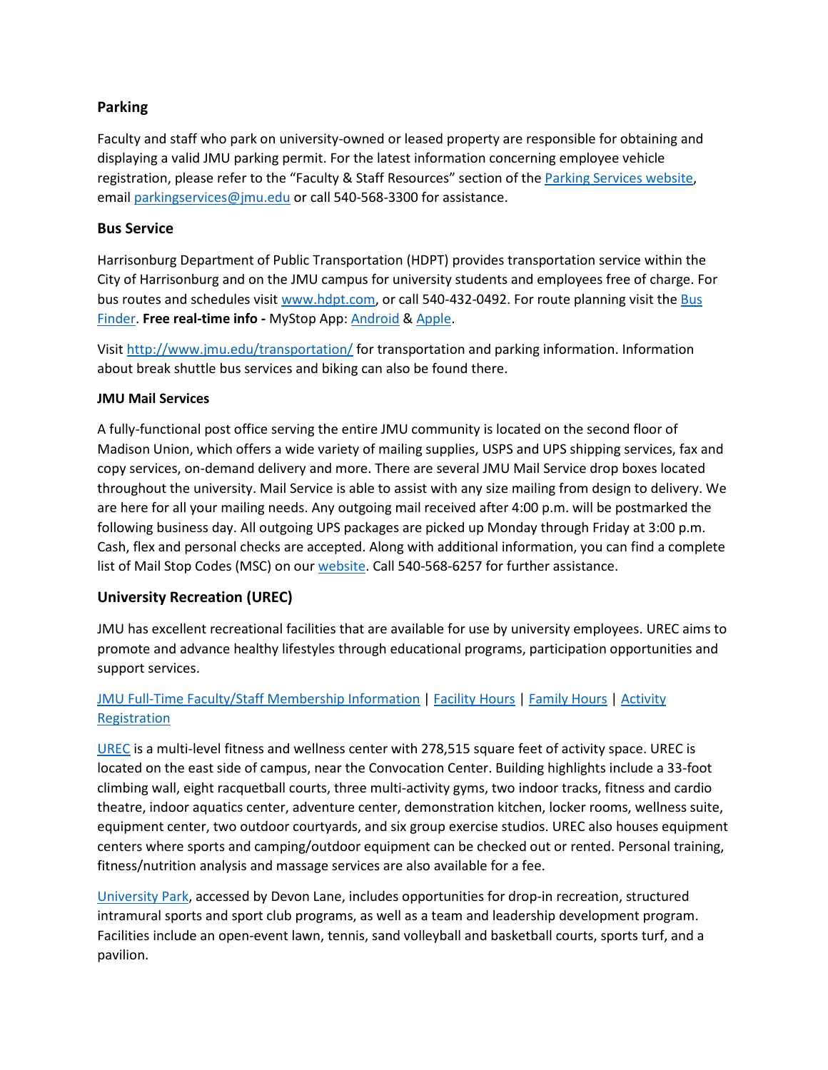## Parking

Faculty and staff who park on university-owned or leased property are responsible for obtaining and displaying a valid JMU parking permit. For the latest information concerning employee vehicle registration, please refer to the "Faculty & Staff Resources" section of the Parking Services website, email parkingservices@jmu.edu or call 540-568-3300 for assistance.

## Bus Service

Harrisonburg Department of Public Transportation (HDPT) provides transportation service within the City of Harrisonburg and on the JMU campus for university students and employees free of charge. For bus routes and schedules visit www.hdpt.com, or call 540-432-0492. For route planning visit the Bus Finder. **Free real-time info -** MyStop App: Android & Apple.

Visit http://www.jmu.edu/transportation/ for transportation and parking information. Information about break shuttle bus services and biking can also be found there.

### JMU Mail Services

A fully-functional post office serving the entire JMU community is located on the second floor of Madison Union, which offers a wide variety of mailing supplies, USPS and UPS shipping services, fax and copy services, on-demand delivery and more. There are several JMU Mail Service drop boxes located throughout the university. Mail Service is able to assist with any size mailing from design to delivery. We are here for all your mailing needs. Any outgoing mail received after 4:00 p.m. will be postmarked the following business day. All outgoing UPS packages are picked up Monday through Friday at 3:00 p.m. Cash, flex and personal checks are accepted. Along with additional information, you can find a complete list of Mail Stop Codes (MSC) on our website. Call 540-568-6257 for further assistance.

## University Recreation (UREC)

JMU has excellent recreational facilities that are available for use by university employees. UREC aims to promote and advance healthy lifestyles through educational programs, participation opportunities and support services.

JMU Full-Time Faculty/Staff Membership Information | Facility Hours | Family Hours | Activity Registration

UREC is a multi-level fitness and wellness center with 278,515 square feet of activity space. UREC is located on the east side of campus, near the Convocation Center. Building highlights include a 33-foot climbing wall, eight racquetball courts, three multi-activity gyms, two indoor tracks, fitness and cardio theatre, indoor aquatics center, adventure center, demonstration kitchen, locker rooms, wellness suite, equipment center, two outdoor courtyards, and six group exercise studios. UREC also houses equipment centers where sports and camping/outdoor equipment can be checked out or rented. Personal training, fitness/nutrition analysis and massage services are also available for a fee.

University Park, accessed by Devon Lane, includes opportunities for drop-in recreation, structured intramural sports and sport club programs, as well as a team and leadership development program. Facilities include an open-event lawn, tennis, sand volleyball and basketball courts, sports turf, and a pavilion.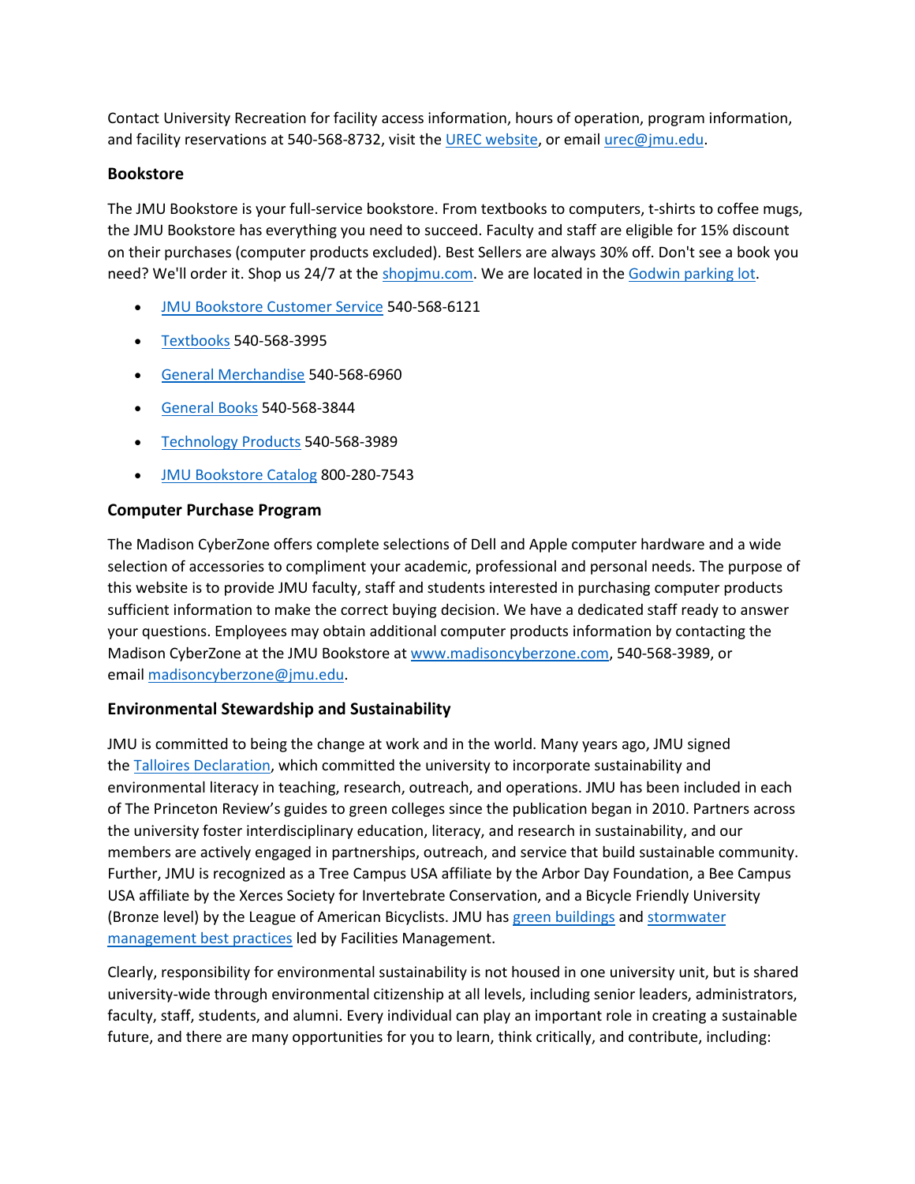Contact University Recreation for facility access information, hours of operation, program information, and facility reservations at 540-568-8732, visit the [UREC website](), or email [urec@jmu.edu]().

### Bookstore

The JMU Bookstore is your full-service bookstore. From textbooks to computers, t-shirts to coffee mugs, the JMU Bookstore has everything you need to succeed. Faculty and staff are eligible for 15% discount on their purchases (computer products excluded). Best Sellers are always 30% off. Don't see a book you need? We'll order it. Shop us 24/7 at the [shopjmu.com](). We are located in the [Godwin parking lot]().

- [JMU Bookstore Customer Service]() 540-568-6121
- [Textbooks]() 540-568-3995
- [General Merchandise]() 540-568-6960
- [General Books]() 540-568-3844
- [Technology Products]() 540-568-3989
- [JMU Bookstore Catalog]() 800-280-7543

### Computer Purchase Program

The Madison CyberZone offers complete selections of Dell and Apple computer hardware and a wide selection of accessories to compliment your academic, professional and personal needs. The purpose of this website is to provide JMU faculty, staff and students interested in purchasing computer products sufficient information to make the correct buying decision. We have a dedicated staff ready to answer your questions. Employees may obtain additional computer products information by contacting the Madison CyberZone at the JMU Bookstore at [www.madisoncyberzone.com](), 540-568-3989, or email [madisoncyberzone@jmu.edu]().

### Environmental Stewardship and Sustainability

JMU is committed to being the change at work and in the world. Many years ago, JMU signed the [Talloires Declaration](), which committed the university to incorporate sustainability and environmental literacy in teaching, research, outreach, and operations. JMU has been included in each of The Princeton Review's guides to green colleges since the publication began in 2010. Partners across the university foster interdisciplinary education, literacy, and research in sustainability, and our members are actively engaged in partnerships, outreach, and service that build sustainable community. Further, JMU is recognized as a Tree Campus USA affiliate by the Arbor Day Foundation, a Bee Campus USA affiliate by the Xerces Society for Invertebrate Conservation, and a Bicycle Friendly University (Bronze level) by the League of American Bicyclists. JMU has [green buildings]() and [stormwater management best practices]() led by Facilities Management.

Clearly, responsibility for environmental sustainability is not housed in one university unit, but is shared university-wide through environmental citizenship at all levels, including senior leaders, administrators, faculty, staff, students, and alumni. Every individual can play an important role in creating a sustainable future, and there are many opportunities for you to learn, think critically, and contribute, including: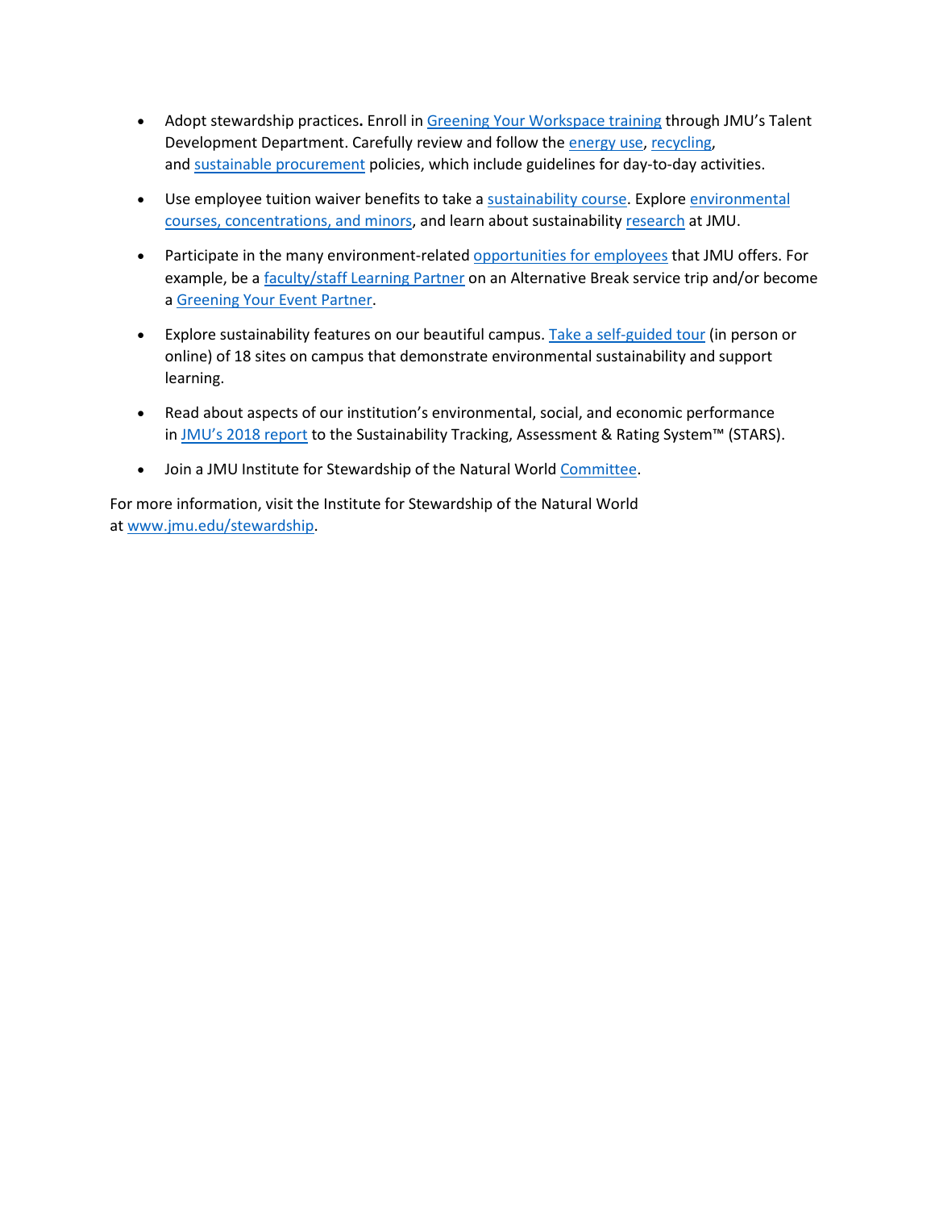- Adopt stewardship practices**.** Enroll in Greening Your Workspace training through JMU's Talent Development Department. Carefully review and follow the energy use, recycling, and sustainable procurement policies, which include guidelines for day-to-day activities.

- Use employee tuition waiver benefits to take a sustainability course. Explore environmental courses, concentrations, and minors, and learn about sustainability research at JMU.

- Participate in the many environment-related opportunities for employees that JMU offers. For example, be a faculty/staff Learning Partner on an Alternative Break service trip and/or become a Greening Your Event Partner.

- Explore sustainability features on our beautiful campus. Take a self-guided tour (in person or online) of 18 sites on campus that demonstrate environmental sustainability and support learning.

- Read about aspects of our institution's environmental, social, and economic performance in JMU's 2018 report to the Sustainability Tracking, Assessment & Rating System™ (STARS).

- Join a JMU Institute for Stewardship of the Natural World Committee.

For more information, visit the Institute for Stewardship of the Natural World at www.jmu.edu/stewardship.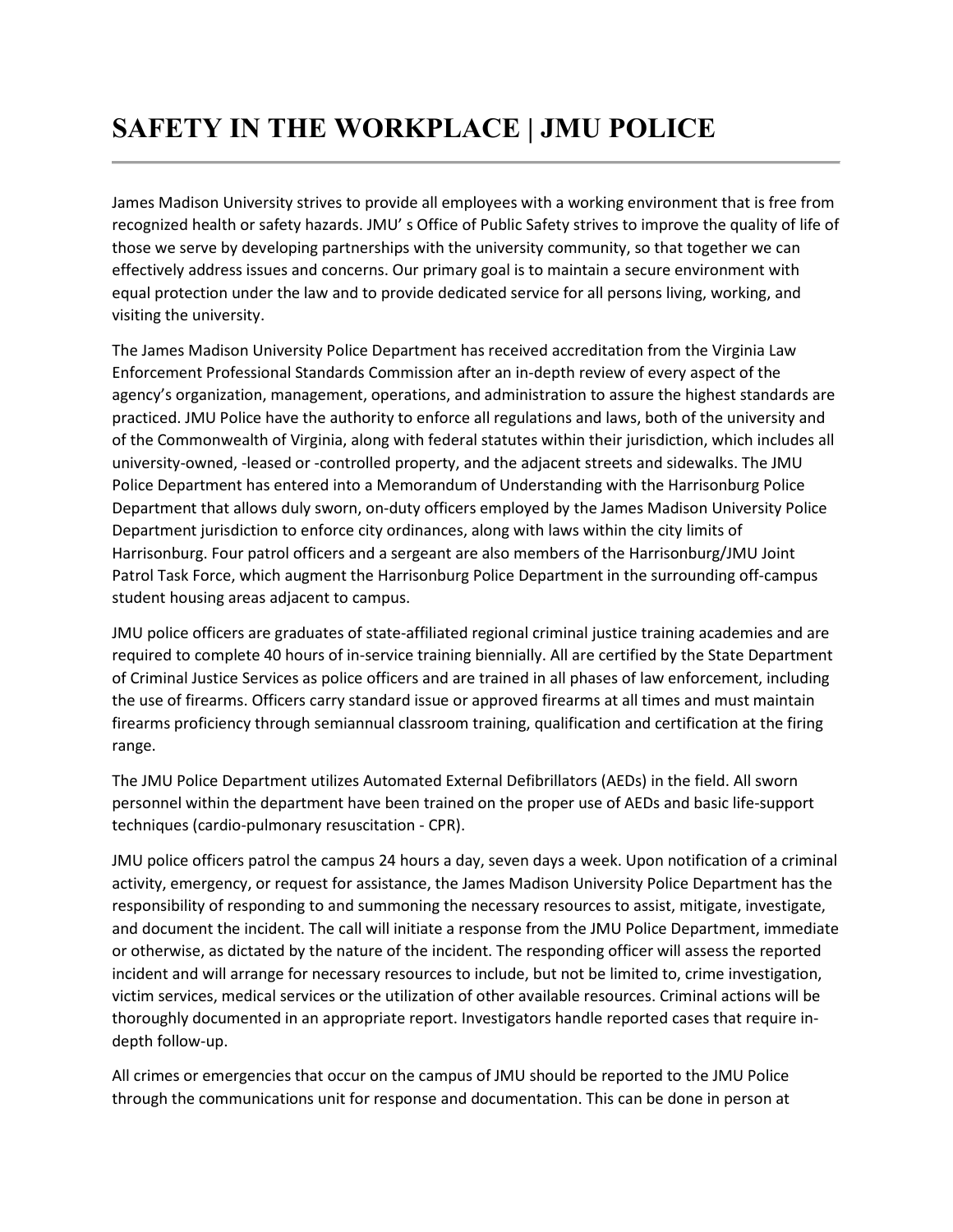# SAFETY IN THE WORKPLACE | JMU POLICE

James Madison University strives to provide all employees with a working environment that is free from recognized health or safety hazards. JMU' s Office of Public Safety strives to improve the quality of life of those we serve by developing partnerships with the university community, so that together we can effectively address issues and concerns. Our primary goal is to maintain a secure environment with equal protection under the law and to provide dedicated service for all persons living, working, and visiting the university.

The James Madison University Police Department has received accreditation from the Virginia Law Enforcement Professional Standards Commission after an in-depth review of every aspect of the agency's organization, management, operations, and administration to assure the highest standards are practiced. JMU Police have the authority to enforce all regulations and laws, both of the university and of the Commonwealth of Virginia, along with federal statutes within their jurisdiction, which includes all university-owned, -leased or -controlled property, and the adjacent streets and sidewalks. The JMU Police Department has entered into a Memorandum of Understanding with the Harrisonburg Police Department that allows duly sworn, on-duty officers employed by the James Madison University Police Department jurisdiction to enforce city ordinances, along with laws within the city limits of Harrisonburg. Four patrol officers and a sergeant are also members of the Harrisonburg/JMU Joint Patrol Task Force, which augment the Harrisonburg Police Department in the surrounding off-campus student housing areas adjacent to campus.

JMU police officers are graduates of state-affiliated regional criminal justice training academies and are required to complete 40 hours of in-service training biennially. All are certified by the State Department of Criminal Justice Services as police officers and are trained in all phases of law enforcement, including the use of firearms. Officers carry standard issue or approved firearms at all times and must maintain firearms proficiency through semiannual classroom training, qualification and certification at the firing range.

The JMU Police Department utilizes Automated External Defibrillators (AEDs) in the field. All sworn personnel within the department have been trained on the proper use of AEDs and basic life-support techniques (cardio-pulmonary resuscitation - CPR).

JMU police officers patrol the campus 24 hours a day, seven days a week. Upon notification of a criminal activity, emergency, or request for assistance, the James Madison University Police Department has the responsibility of responding to and summoning the necessary resources to assist, mitigate, investigate, and document the incident. The call will initiate a response from the JMU Police Department, immediate or otherwise, as dictated by the nature of the incident. The responding officer will assess the reported incident and will arrange for necessary resources to include, but not be limited to, crime investigation, victim services, medical services or the utilization of other available resources. Criminal actions will be thoroughly documented in an appropriate report. Investigators handle reported cases that require in-depth follow-up.

All crimes or emergencies that occur on the campus of JMU should be reported to the JMU Police through the communications unit for response and documentation. This can be done in person at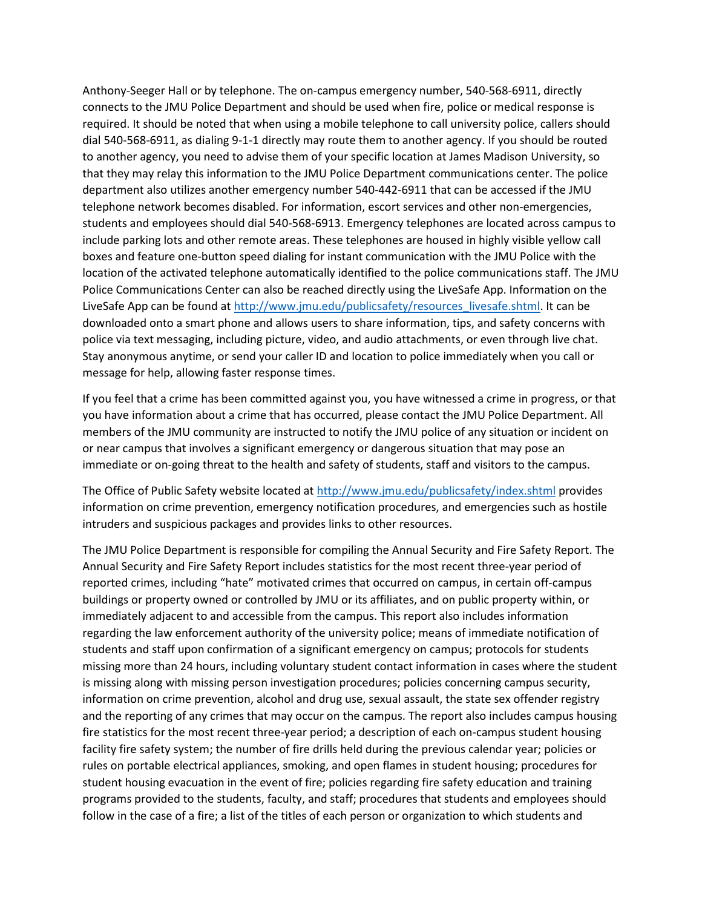Anthony-Seeger Hall or by telephone. The on-campus emergency number, 540-568-6911, directly connects to the JMU Police Department and should be used when fire, police or medical response is required. It should be noted that when using a mobile telephone to call university police, callers should dial 540-568-6911, as dialing 9-1-1 directly may route them to another agency. If you should be routed to another agency, you need to advise them of your specific location at James Madison University, so that they may relay this information to the JMU Police Department communications center. The police department also utilizes another emergency number 540-442-6911 that can be accessed if the JMU telephone network becomes disabled. For information, escort services and other non-emergencies, students and employees should dial 540-568-6913. Emergency telephones are located across campus to include parking lots and other remote areas. These telephones are housed in highly visible yellow call boxes and feature one-button speed dialing for instant communication with the JMU Police with the location of the activated telephone automatically identified to the police communications staff. The JMU Police Communications Center can also be reached directly using the LiveSafe App. Information on the LiveSafe App can be found at http://www.jmu.edu/publicsafety/resources_livesafe.shtml. It can be downloaded onto a smart phone and allows users to share information, tips, and safety concerns with police via text messaging, including picture, video, and audio attachments, or even through live chat. Stay anonymous anytime, or send your caller ID and location to police immediately when you call or message for help, allowing faster response times.

If you feel that a crime has been committed against you, you have witnessed a crime in progress, or that you have information about a crime that has occurred, please contact the JMU Police Department. All members of the JMU community are instructed to notify the JMU police of any situation or incident on or near campus that involves a significant emergency or dangerous situation that may pose an immediate or on-going threat to the health and safety of students, staff and visitors to the campus.

The Office of Public Safety website located at http://www.jmu.edu/publicsafety/index.shtml provides information on crime prevention, emergency notification procedures, and emergencies such as hostile intruders and suspicious packages and provides links to other resources.

The JMU Police Department is responsible for compiling the Annual Security and Fire Safety Report. The Annual Security and Fire Safety Report includes statistics for the most recent three-year period of reported crimes, including "hate" motivated crimes that occurred on campus, in certain off-campus buildings or property owned or controlled by JMU or its affiliates, and on public property within, or immediately adjacent to and accessible from the campus. This report also includes information regarding the law enforcement authority of the university police; means of immediate notification of students and staff upon confirmation of a significant emergency on campus; protocols for students missing more than 24 hours, including voluntary student contact information in cases where the student is missing along with missing person investigation procedures; policies concerning campus security, information on crime prevention, alcohol and drug use, sexual assault, the state sex offender registry and the reporting of any crimes that may occur on the campus. The report also includes campus housing fire statistics for the most recent three-year period; a description of each on-campus student housing facility fire safety system; the number of fire drills held during the previous calendar year; policies or rules on portable electrical appliances, smoking, and open flames in student housing; procedures for student housing evacuation in the event of fire; policies regarding fire safety education and training programs provided to the students, faculty, and staff; procedures that students and employees should follow in the case of a fire; a list of the titles of each person or organization to which students and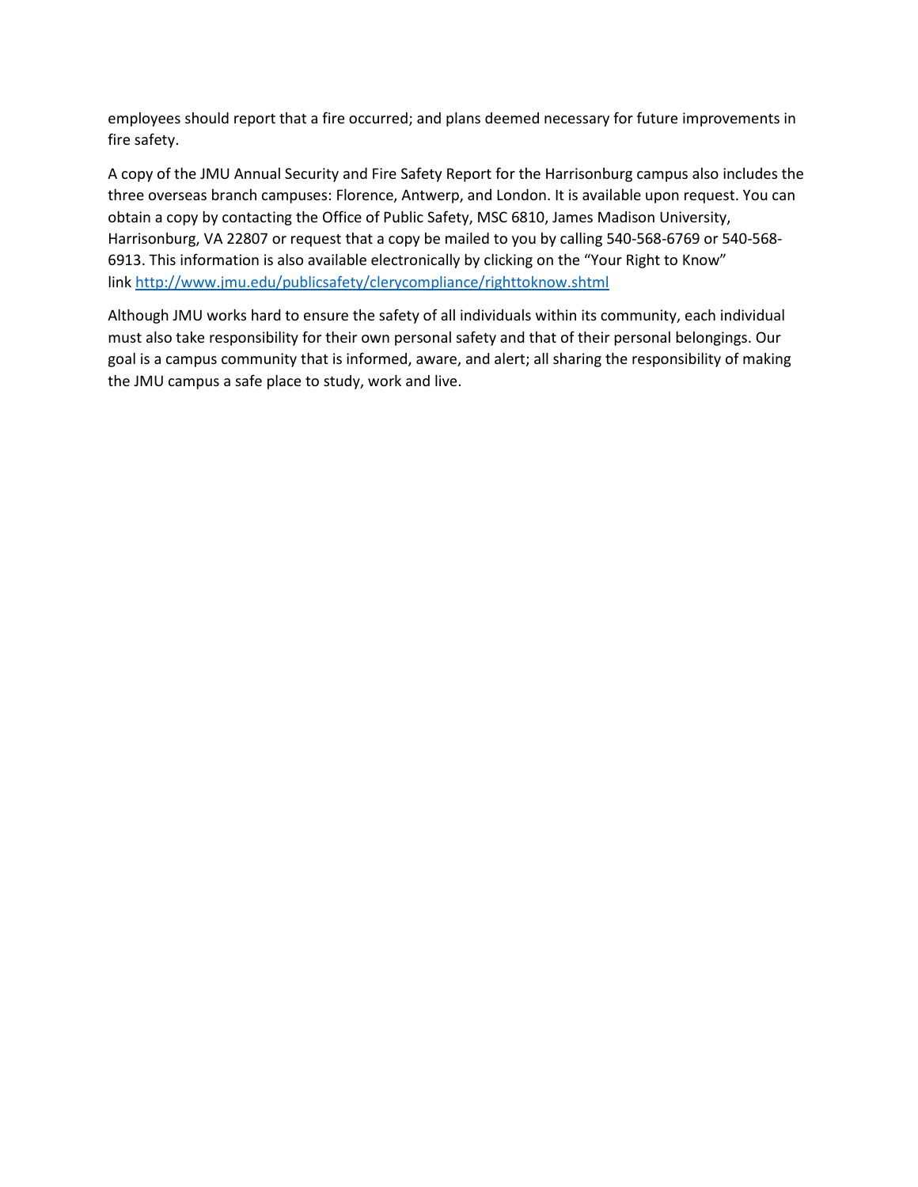employees should report that a fire occurred; and plans deemed necessary for future improvements in fire safety.

A copy of the JMU Annual Security and Fire Safety Report for the Harrisonburg campus also includes the three overseas branch campuses: Florence, Antwerp, and London. It is available upon request. You can obtain a copy by contacting the Office of Public Safety, MSC 6810, James Madison University, Harrisonburg, VA 22807 or request that a copy be mailed to you by calling 540-568-6769 or 540-568-6913. This information is also available electronically by clicking on the "Your Right to Know" link http://www.jmu.edu/publicsafety/clerycompliance/righttoknow.shtml

Although JMU works hard to ensure the safety of all individuals within its community, each individual must also take responsibility for their own personal safety and that of their personal belongings. Our goal is a campus community that is informed, aware, and alert; all sharing the responsibility of making the JMU campus a safe place to study, work and live.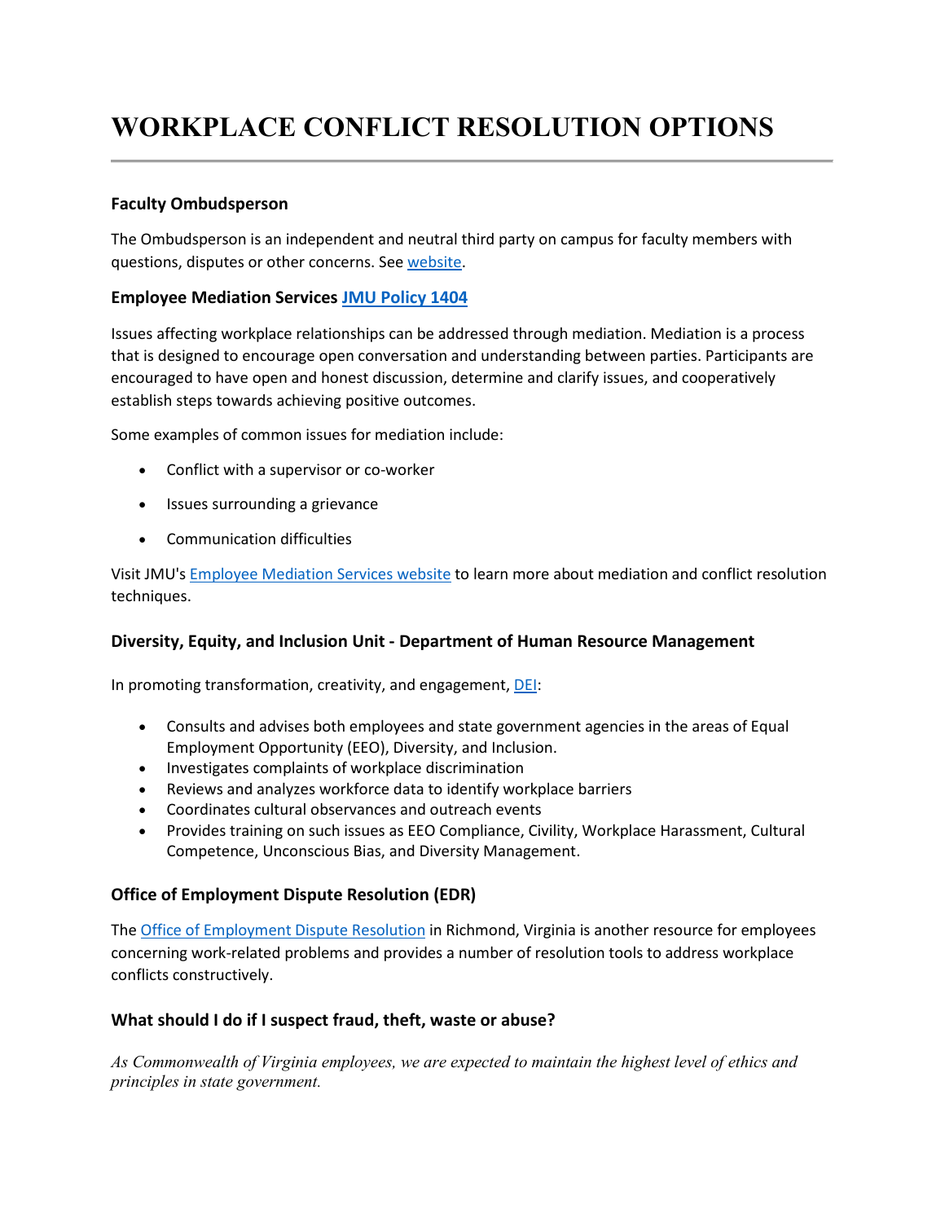# WORKPLACE CONFLICT RESOLUTION OPTIONS

### Faculty Ombudsperson

The Ombudsperson is an independent and neutral third party on campus for faculty members with questions, disputes or other concerns. See website.

### Employee Mediation Services JMU Policy 1404

Issues affecting workplace relationships can be addressed through mediation. Mediation is a process that is designed to encourage open conversation and understanding between parties. Participants are encouraged to have open and honest discussion, determine and clarify issues, and cooperatively establish steps towards achieving positive outcomes.

Some examples of common issues for mediation include:

- Conflict with a supervisor or co-worker
- Issues surrounding a grievance
- Communication difficulties

Visit JMU's Employee Mediation Services website to learn more about mediation and conflict resolution techniques.

### Diversity, Equity, and Inclusion Unit - Department of Human Resource Management

In promoting transformation, creativity, and engagement, DEI:

- Consults and advises both employees and state government agencies in the areas of Equal Employment Opportunity (EEO), Diversity, and Inclusion.
- Investigates complaints of workplace discrimination
- Reviews and analyzes workforce data to identify workplace barriers
- Coordinates cultural observances and outreach events
- Provides training on such issues as EEO Compliance, Civility, Workplace Harassment, Cultural Competence, Unconscious Bias, and Diversity Management.

### Office of Employment Dispute Resolution (EDR)

The Office of Employment Dispute Resolution in Richmond, Virginia is another resource for employees concerning work-related problems and provides a number of resolution tools to address workplace conflicts constructively.

### What should I do if I suspect fraud, theft, waste or abuse?

*As Commonwealth of Virginia employees, we are expected to maintain the highest level of ethics and principles in state government.*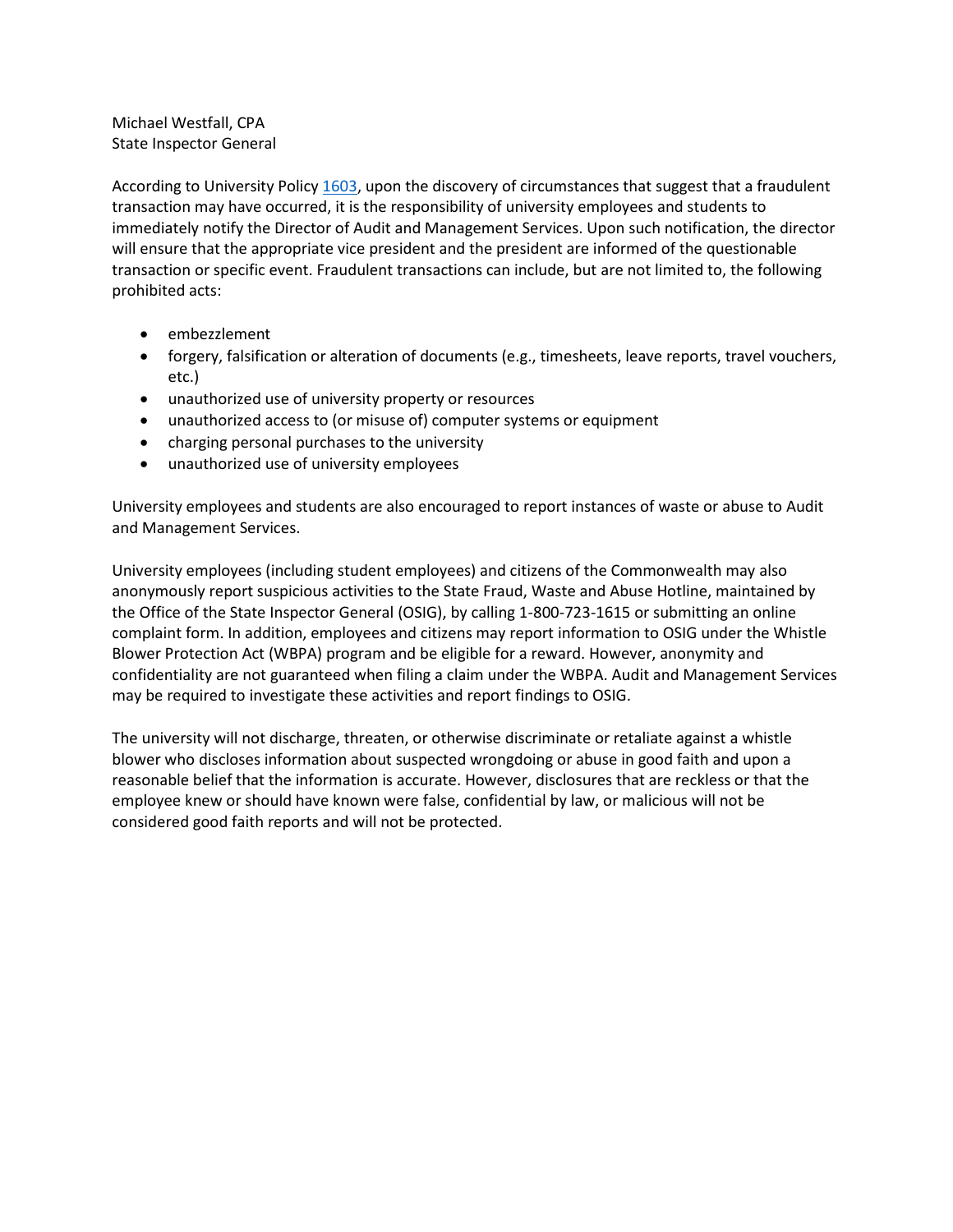Michael Westfall, CPA
State Inspector General

According to University Policy 1603, upon the discovery of circumstances that suggest that a fraudulent transaction may have occurred, it is the responsibility of university employees and students to immediately notify the Director of Audit and Management Services. Upon such notification, the director will ensure that the appropriate vice president and the president are informed of the questionable transaction or specific event. Fraudulent transactions can include, but are not limited to, the following prohibited acts:

- embezzlement
- forgery, falsification or alteration of documents (e.g., timesheets, leave reports, travel vouchers, etc.)
- unauthorized use of university property or resources
- unauthorized access to (or misuse of) computer systems or equipment
- charging personal purchases to the university
- unauthorized use of university employees

University employees and students are also encouraged to report instances of waste or abuse to Audit and Management Services.

University employees (including student employees) and citizens of the Commonwealth may also anonymously report suspicious activities to the State Fraud, Waste and Abuse Hotline, maintained by the Office of the State Inspector General (OSIG), by calling 1-800-723-1615 or submitting an online complaint form. In addition, employees and citizens may report information to OSIG under the Whistle Blower Protection Act (WBPA) program and be eligible for a reward. However, anonymity and confidentiality are not guaranteed when filing a claim under the WBPA. Audit and Management Services may be required to investigate these activities and report findings to OSIG.

The university will not discharge, threaten, or otherwise discriminate or retaliate against a whistle blower who discloses information about suspected wrongdoing or abuse in good faith and upon a reasonable belief that the information is accurate. However, disclosures that are reckless or that the employee knew or should have known were false, confidential by law, or malicious will not be considered good faith reports and will not be protected.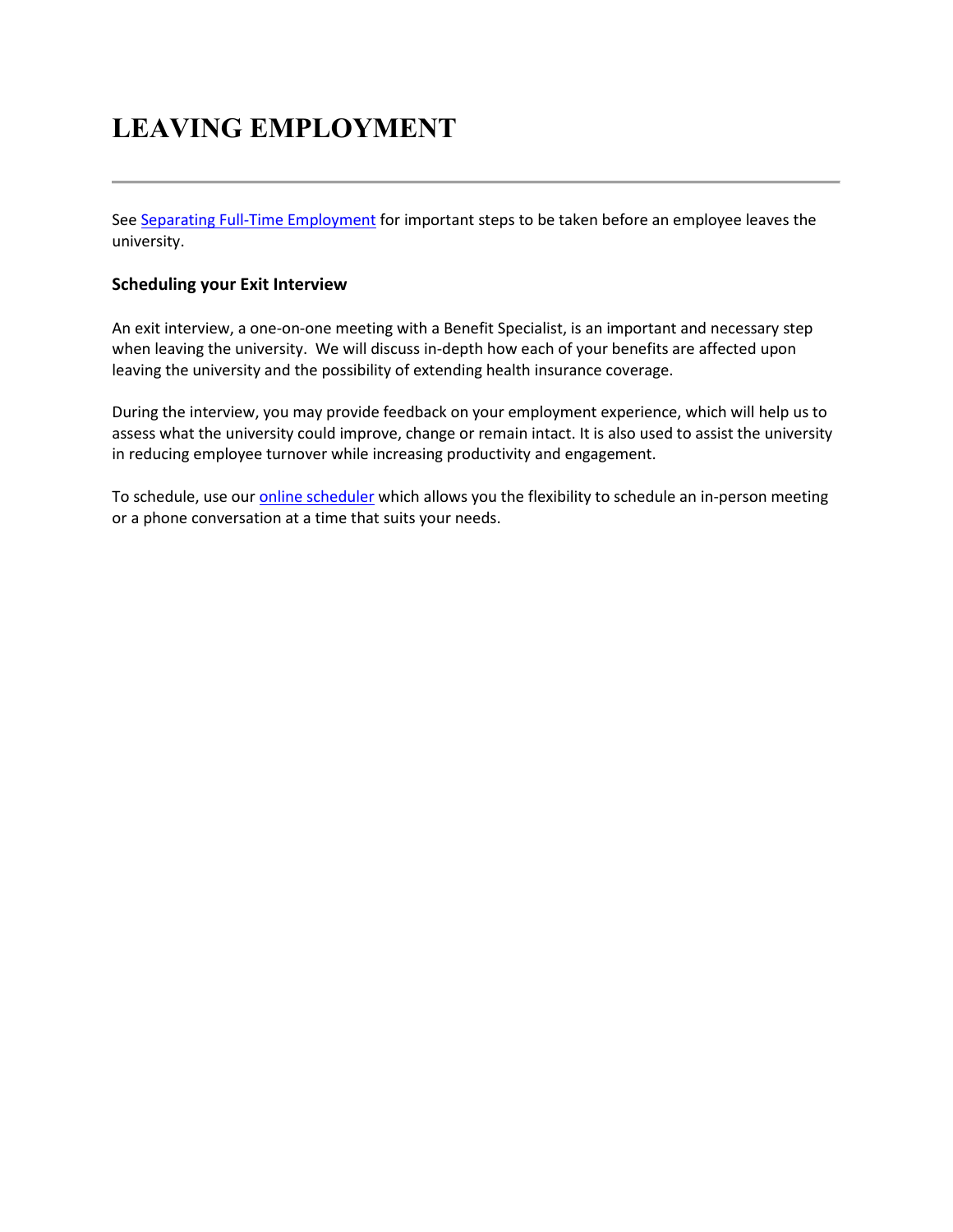# LEAVING EMPLOYMENT

See Separating Full-Time Employment for important steps to be taken before an employee leaves the university.

### Scheduling your Exit Interview

An exit interview, a one-on-one meeting with a Benefit Specialist, is an important and necessary step when leaving the university. We will discuss in-depth how each of your benefits are affected upon leaving the university and the possibility of extending health insurance coverage.

During the interview, you may provide feedback on your employment experience, which will help us to assess what the university could improve, change or remain intact. It is also used to assist the university in reducing employee turnover while increasing productivity and engagement.

To schedule, use our online scheduler which allows you the flexibility to schedule an in-person meeting or a phone conversation at a time that suits your needs.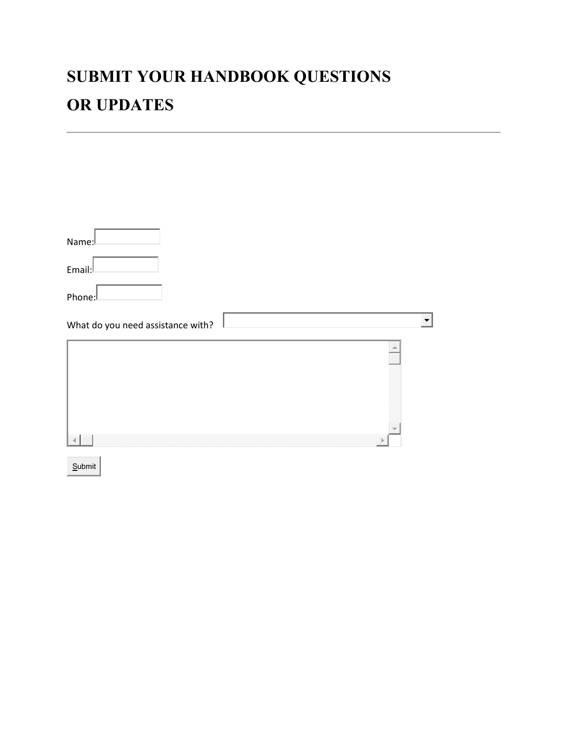# SUBMIT YOUR HANDBOOK QUESTIONS OR UPDATES

---

Name:

Email:

Phone:

What do you need assistance with?

Submit